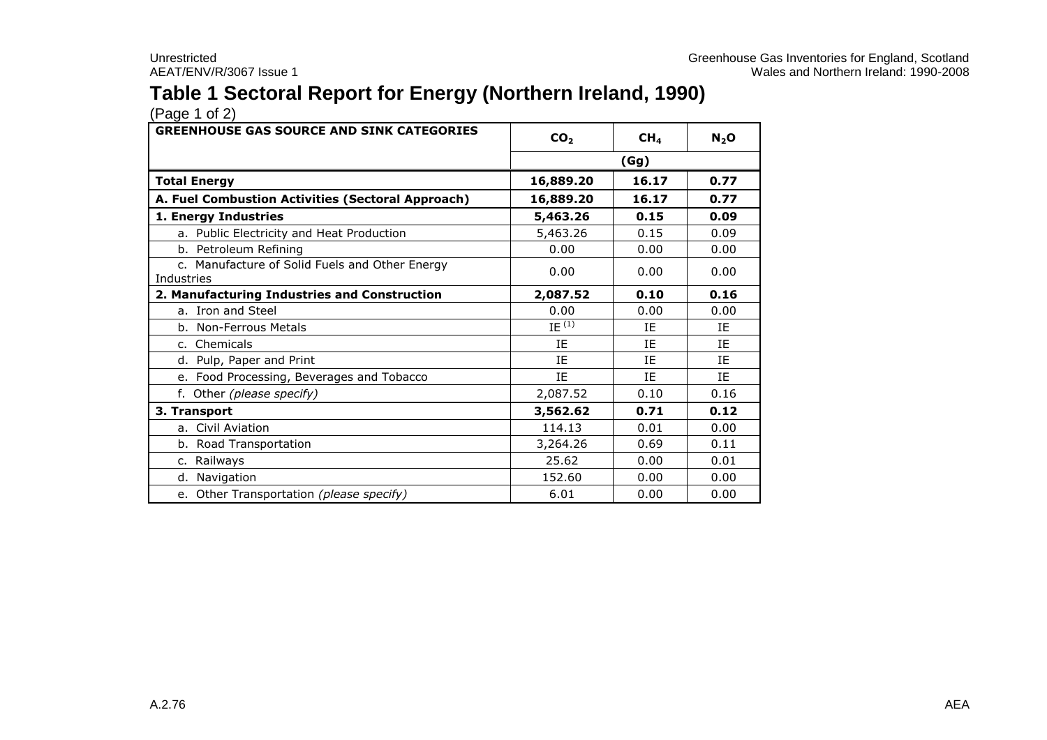# Table 1 Sectoral Report for Energy (Northern Ireland, 1990)

(Page 1 of 2)

| GREENHOUSE GAS SOURCE AND SINK CATEGORIES | $CO_2$ | $CH_4$ | $N_2O$ |
|---|---|---|---|
| | (Gg) | | |
| **Total Energy** | **16,889.20** | **16.17** | **0.77** |
| **A. Fuel Combustion Activities (Sectoral Approach)** | **16,889.20** | **16.17** | **0.77** |
| **1. Energy Industries** | **5,463.26** | **0.15** | **0.09** |
| a. Public Electricity and Heat Production | 5,463.26 | 0.15 | 0.09 |
| b. Petroleum Refining | 0.00 | 0.00 | 0.00 |
| c. Manufacture of Solid Fuels and Other Energy Industries | 0.00 | 0.00 | 0.00 |
| **2. Manufacturing Industries and Construction** | **2,087.52** | **0.10** | **0.16** |
| a. Iron and Steel | 0.00 | 0.00 | 0.00 |
| b. Non-Ferrous Metals | IE [(1)] | IE | IE |
| c. Chemicals | IE | IE | IE |
| d. Pulp, Paper and Print | IE | IE | IE |
| e. Food Processing, Beverages and Tobacco | IE | IE | IE |
| f. Other *(please specify)* | 2,087.52 | 0.10 | 0.16 |
| **3. Transport** | **3,562.62** | **0.71** | **0.12** |
| a. Civil Aviation | 114.13 | 0.01 | 0.00 |
| b. Road Transportation | 3,264.26 | 0.69 | 0.11 |
| c. Railways | 25.62 | 0.00 | 0.01 |
| d. Navigation | 152.60 | 0.00 | 0.00 |
| e. Other Transportation *(please specify)* | 6.01 | 0.00 | 0.00 |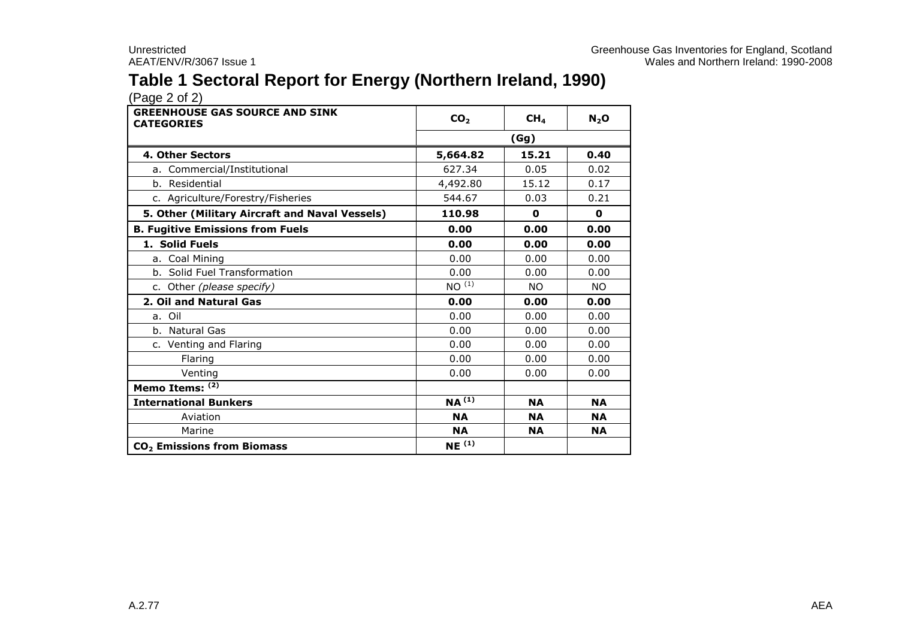# Table 1 Sectoral Report for Energy (Northern Ireland, 1990)

(Page 2 of 2)

| GREENHOUSE GAS SOURCE AND SINK CATEGORIES | $CO_2$ | $CH_4$ | $N_2O$ |
|---|---|---|---|
| | (Gg) | | |
| **4. Other Sectors** | **5,664.82** | **15.21** | **0.40** |
| a. Commercial/Institutional | 627.34 | 0.05 | 0.02 |
| b. Residential | 4,492.80 | 15.12 | 0.17 |
| c. Agriculture/Forestry/Fisheries | 544.67 | 0.03 | 0.21 |
| **5. Other (Military Aircraft and Naval Vessels)** | **110.98** | **0** | **0** |
| **B. Fugitive Emissions from Fuels** | **0.00** | **0.00** | **0.00** |
| **1. Solid Fuels** | **0.00** | **0.00** | **0.00** |
| a. Coal Mining | 0.00 | 0.00 | 0.00 |
| b. Solid Fuel Transformation | 0.00 | 0.00 | 0.00 |
| c. Other *(please specify)* | NO [1] | NO | NO |
| **2. Oil and Natural Gas** | **0.00** | **0.00** | **0.00** |
| a. Oil | 0.00 | 0.00 | 0.00 |
| b. Natural Gas | 0.00 | 0.00 | 0.00 |
| c. Venting and Flaring | 0.00 | 0.00 | 0.00 |
| Flaring | 0.00 | 0.00 | 0.00 |
| Venting | 0.00 | 0.00 | 0.00 |
| **Memo Items:** [2] | | | |
| **International Bunkers** | **NA** [1] | **NA** | **NA** |
| Aviation | **NA** | **NA** | **NA** |
| Marine | **NA** | **NA** | **NA** |
| **$CO_2$ Emissions from Biomass** | **NE** [1] | | |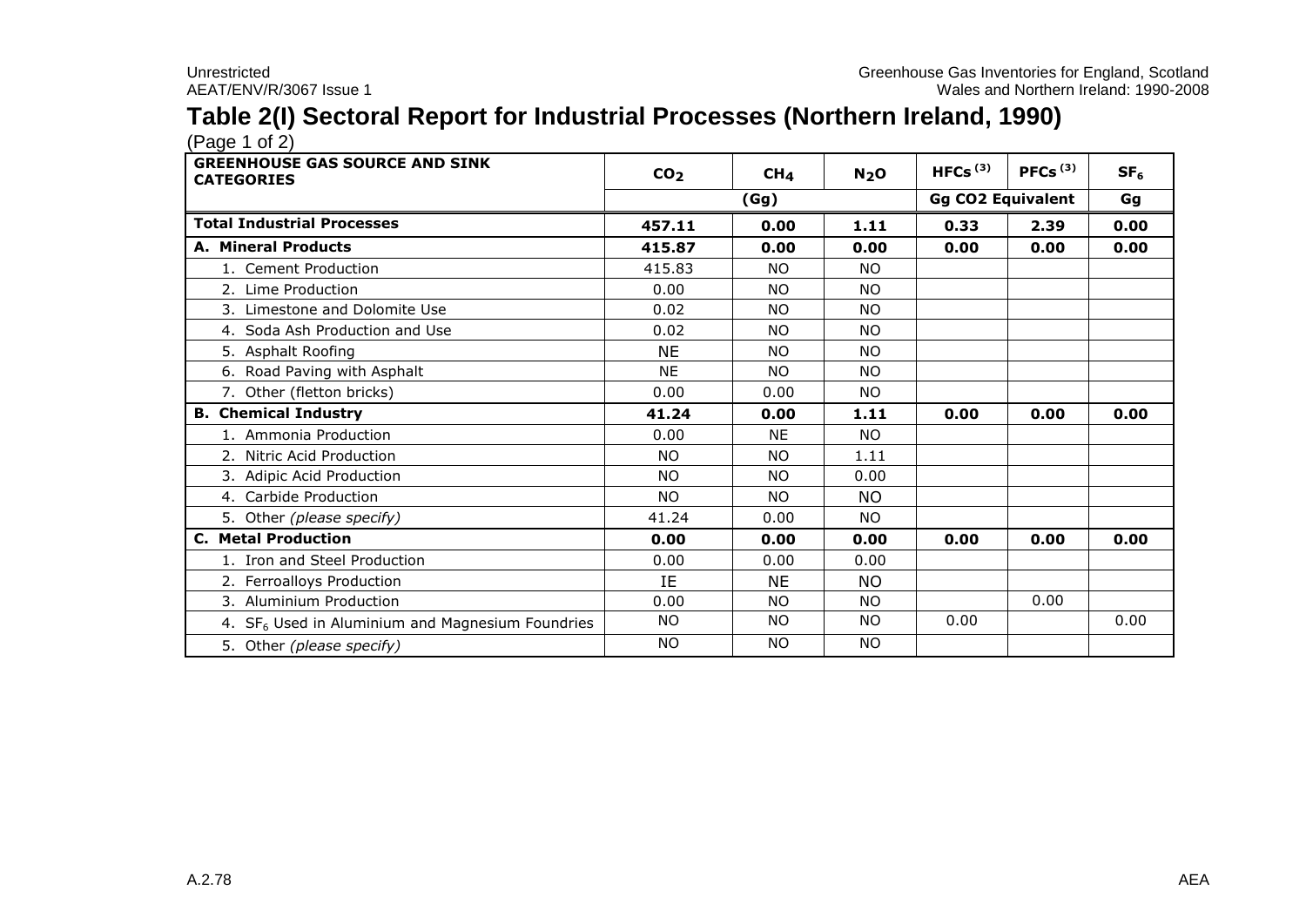# Table 2(I) Sectoral Report for Industrial Processes (Northern Ireland, 1990)

(Page 1 of 2)

| GREENHOUSE GAS SOURCE AND SINK CATEGORIES | $CO_2$ | $CH_4$ | $N_2O$ | HFCs [(3)] | PFCs [(3)] | $SF_6$ |
|---|---|---|---|---|---|---|
| | (Gg) | | | Gg CO2 Equivalent | | Gg |
| **Total Industrial Processes** | **457.11** | **0.00** | **1.11** | **0.33** | **2.39** | **0.00** |
| **A. Mineral Products** | **415.87** | **0.00** | **0.00** | **0.00** | **0.00** | **0.00** |
| 1. Cement Production | 415.83 | NO | NO | | | |
| 2. Lime Production | 0.00 | NO | NO | | | |
| 3. Limestone and Dolomite Use | 0.02 | NO | NO | | | |
| 4. Soda Ash Production and Use | 0.02 | NO | NO | | | |
| 5. Asphalt Roofing | NE | NO | NO | | | |
| 6. Road Paving with Asphalt | NE | NO | NO | | | |
| 7. Other (fletton bricks) | 0.00 | 0.00 | NO | | | |
| **B. Chemical Industry** | **41.24** | **0.00** | **1.11** | **0.00** | **0.00** | **0.00** |
| 1. Ammonia Production | 0.00 | NE | NO | | | |
| 2. Nitric Acid Production | NO | NO | 1.11 | | | |
| 3. Adipic Acid Production | NO | NO | 0.00 | | | |
| 4. Carbide Production | NO | NO | NO | | | |
| 5. Other *(please specify)* | 41.24 | 0.00 | NO | | | |
| **C. Metal Production** | **0.00** | **0.00** | **0.00** | **0.00** | **0.00** | **0.00** |
| 1. Iron and Steel Production | 0.00 | 0.00 | 0.00 | | | |
| 2. Ferroalloys Production | IE | NE | NO | | | |
| 3. Aluminium Production | 0.00 | NO | NO | | 0.00 | |
| 4. $SF_6$ Used in Aluminium and Magnesium Foundries | NO | NO | NO | 0.00 | | 0.00 |
| 5. Other *(please specify)* | NO | NO | NO | | | |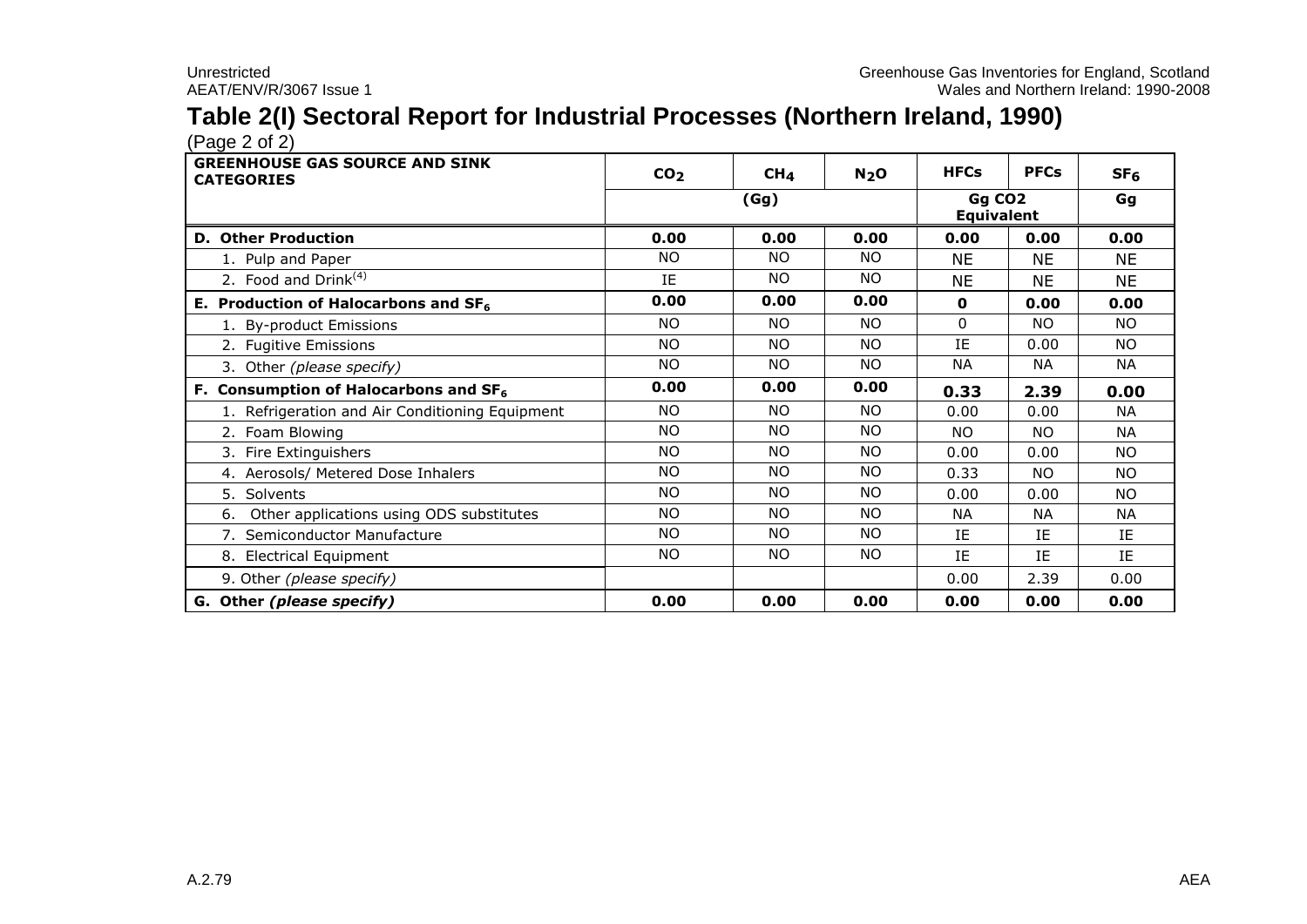## Table 2(I) Sectoral Report for Industrial Processes (Northern Ireland, 1990)

(Page 2 of 2)

| GREENHOUSE GAS SOURCE AND SINK CATEGORIES | $CO_2$ | $CH_4$ | $N_2O$ | HFCs | PFCs | $SF_6$ |
|---|---|---|---|---|---|---|
| | (Gg) | | | Gg CO2 Equivalent | | Gg |
| **D. Other Production** | **0.00** | **0.00** | **0.00** | **0.00** | **0.00** | **0.00** |
| 1. Pulp and Paper | NO | NO | NO | NE | NE | NE |
| 2. Food and Drink[4] | IE | NO | NO | NE | NE | NE |
| **E. Production of Halocarbons and $SF_6$** | **0.00** | **0.00** | **0.00** | **0** | **0.00** | **0.00** |
| 1. By-product Emissions | NO | NO | NO | 0 | NO | NO |
| 2. Fugitive Emissions | NO | NO | NO | IE | 0.00 | NO |
| 3. Other *(please specify)* | NO | NO | NO | NA | NA | NA |
| **F. Consumption of Halocarbons and $SF_6$** | **0.00** | **0.00** | **0.00** | **0.33** | **2.39** | **0.00** |
| 1. Refrigeration and Air Conditioning Equipment | NO | NO | NO | 0.00 | 0.00 | NA |
| 2. Foam Blowing | NO | NO | NO | NO | NO | NA |
| 3. Fire Extinguishers | NO | NO | NO | 0.00 | 0.00 | NO |
| 4. Aerosols/ Metered Dose Inhalers | NO | NO | NO | 0.33 | NO | NO |
| 5. Solvents | NO | NO | NO | 0.00 | 0.00 | NO |
| 6. Other applications using ODS substitutes | NO | NO | NO | NA | NA | NA |
| 7. Semiconductor Manufacture | NO | NO | NO | IE | IE | IE |
| 8. Electrical Equipment | NO | NO | NO | IE | IE | IE |
| 9. Other *(please specify)* | | | | 0.00 | 2.39 | 0.00 |
| **G. Other *(please specify)*** | **0.00** | **0.00** | **0.00** | **0.00** | **0.00** | **0.00** |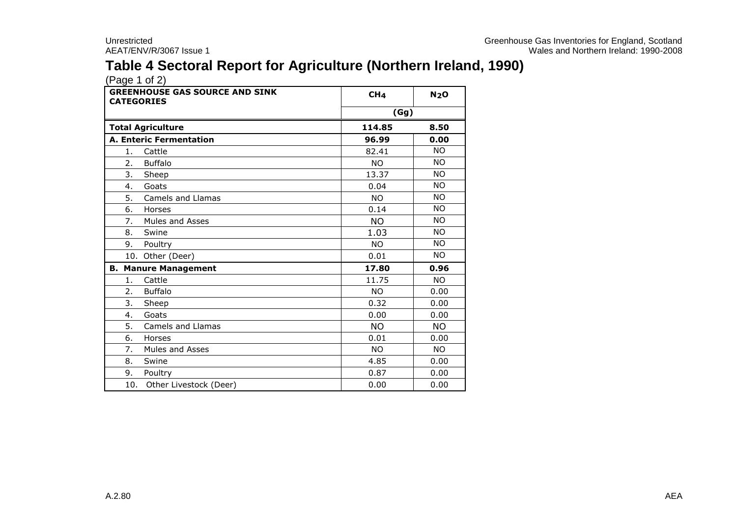# Table 4 Sectoral Report for Agriculture (Northern Ireland, 1990)

(Page 1 of 2)

| GREENHOUSE GAS SOURCE AND SINK CATEGORIES | $CH_4$ | $N_2O$ |
|---|---|---|
| | (Gg) | |
| **Total Agriculture** | **114.85** | **8.50** |
| **A. Enteric Fermentation** | **96.99** | **0.00** |
| 1. Cattle | 82.41 | NO |
| 2. Buffalo | NO | NO |
| 3. Sheep | 13.37 | NO |
| 4. Goats | 0.04 | NO |
| 5. Camels and Llamas | NO | NO |
| 6. Horses | 0.14 | NO |
| 7. Mules and Asses | NO | NO |
| 8. Swine | 1.03 | NO |
| 9. Poultry | NO | NO |
| 10. Other (Deer) | 0.01 | NO |
| **B. Manure Management** | **17.80** | **0.96** |
| 1. Cattle | 11.75 | NO |
| 2. Buffalo | NO | 0.00 |
| 3. Sheep | 0.32 | 0.00 |
| 4. Goats | 0.00 | 0.00 |
| 5. Camels and Llamas | NO | NO |
| 6. Horses | 0.01 | 0.00 |
| 7. Mules and Asses | NO | NO |
| 8. Swine | 4.85 | 0.00 |
| 9. Poultry | 0.87 | 0.00 |
| 10. Other Livestock (Deer) | 0.00 | 0.00 |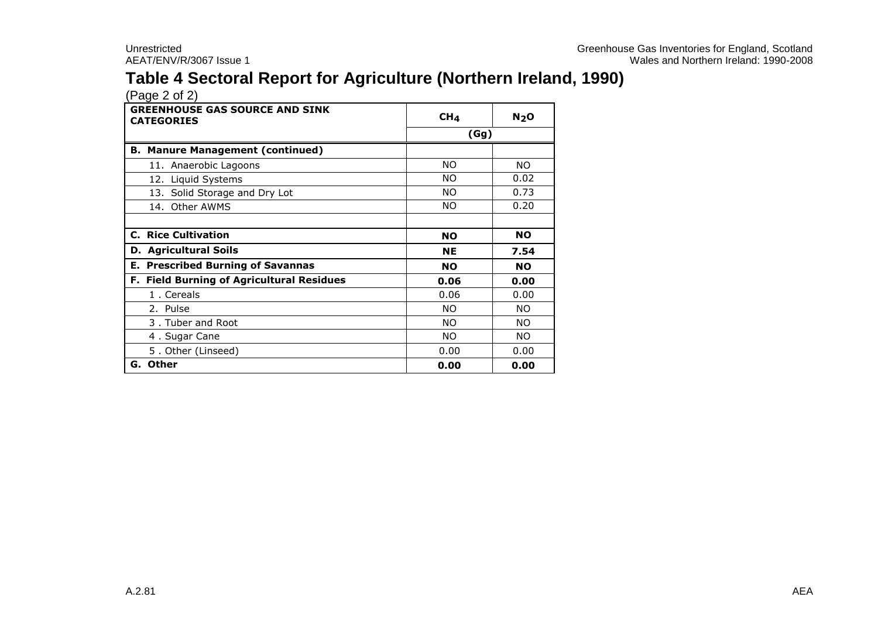# Table 4 Sectoral Report for Agriculture (Northern Ireland, 1990)

(Page 2 of 2)

| GREENHOUSE GAS SOURCE AND SINK CATEGORIES | $CH_4$ | $N_2O$ |
|---|---|---|
| | (Gg) | |
| **B. Manure Management (continued)** | | |
| 11. Anaerobic Lagoons | NO | NO |
| 12. Liquid Systems | NO | 0.02 |
| 13. Solid Storage and Dry Lot | NO | 0.73 |
| 14. Other AWMS | NO | 0.20 |
| | | |
| **C. Rice Cultivation** | **NO** | **NO** |
| **D. Agricultural Soils** | **NE** | **7.54** |
| **E. Prescribed Burning of Savannas** | **NO** | **NO** |
| **F. Field Burning of Agricultural Residues** | **0.06** | **0.00** |
| 1 . Cereals | 0.06 | 0.00 |
| 2. Pulse | NO | NO |
| 3 . Tuber and Root | NO | NO |
| 4 . Sugar Cane | NO | NO |
| 5 . Other (Linseed) | 0.00 | 0.00 |
| **G. Other** | **0.00** | **0.00** |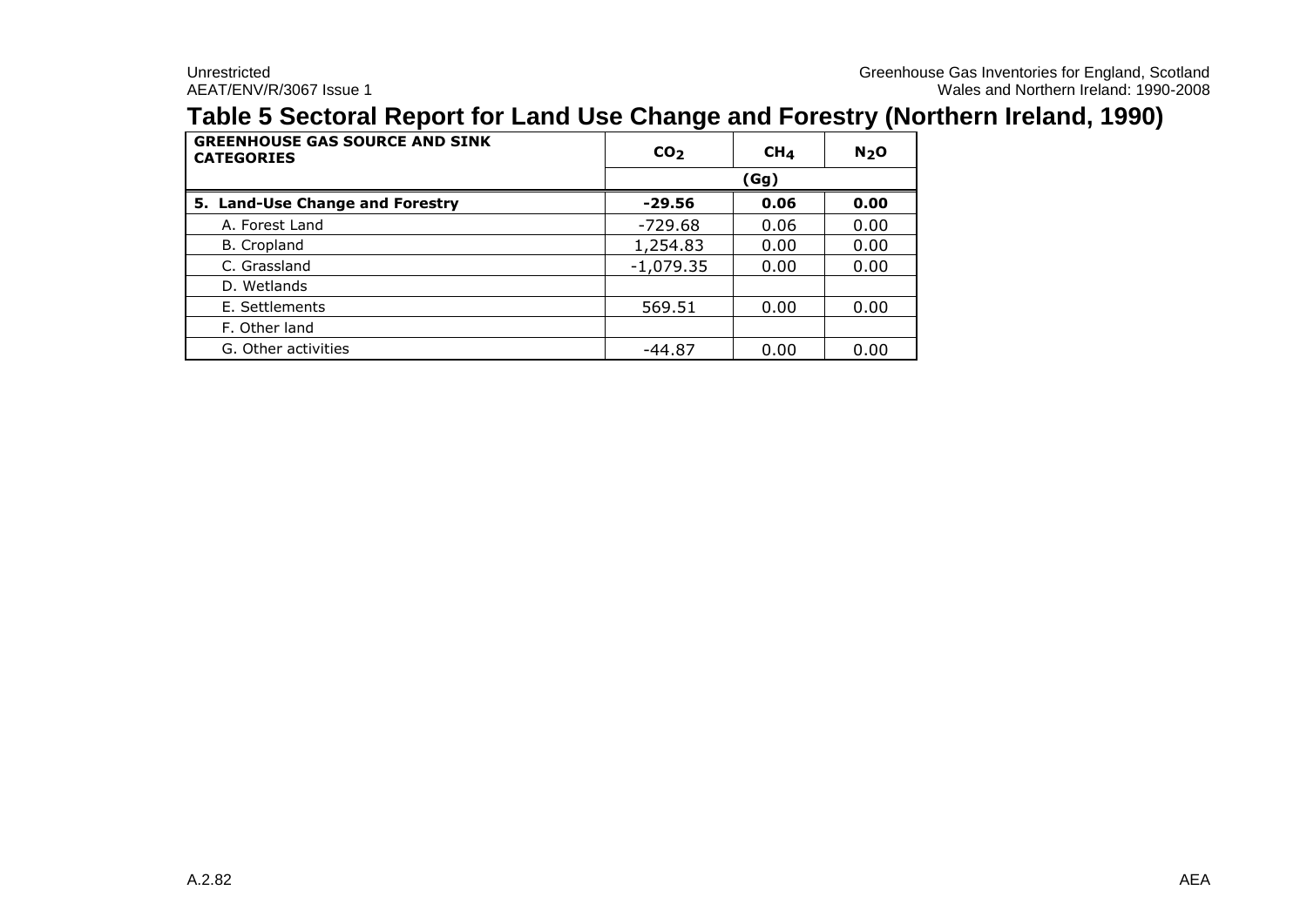# Table 5 Sectoral Report for Land Use Change and Forestry (Northern Ireland, 1990)

| GREENHOUSE GAS SOURCE AND SINK CATEGORIES | $CO_2$ | $CH_4$ | $N_2O$ |
|---|---|---|---|
| | (Gg) | | |
| **5. Land-Use Change and Forestry** | **-29.56** | **0.06** | **0.00** |
| A. Forest Land | -729.68 | 0.06 | 0.00 |
| B. Cropland | 1,254.83 | 0.00 | 0.00 |
| C. Grassland | -1,079.35 | 0.00 | 0.00 |
| D. Wetlands | | | |
| E. Settlements | 569.51 | 0.00 | 0.00 |
| F. Other land | | | |
| G. Other activities | -44.87 | 0.00 | 0.00 |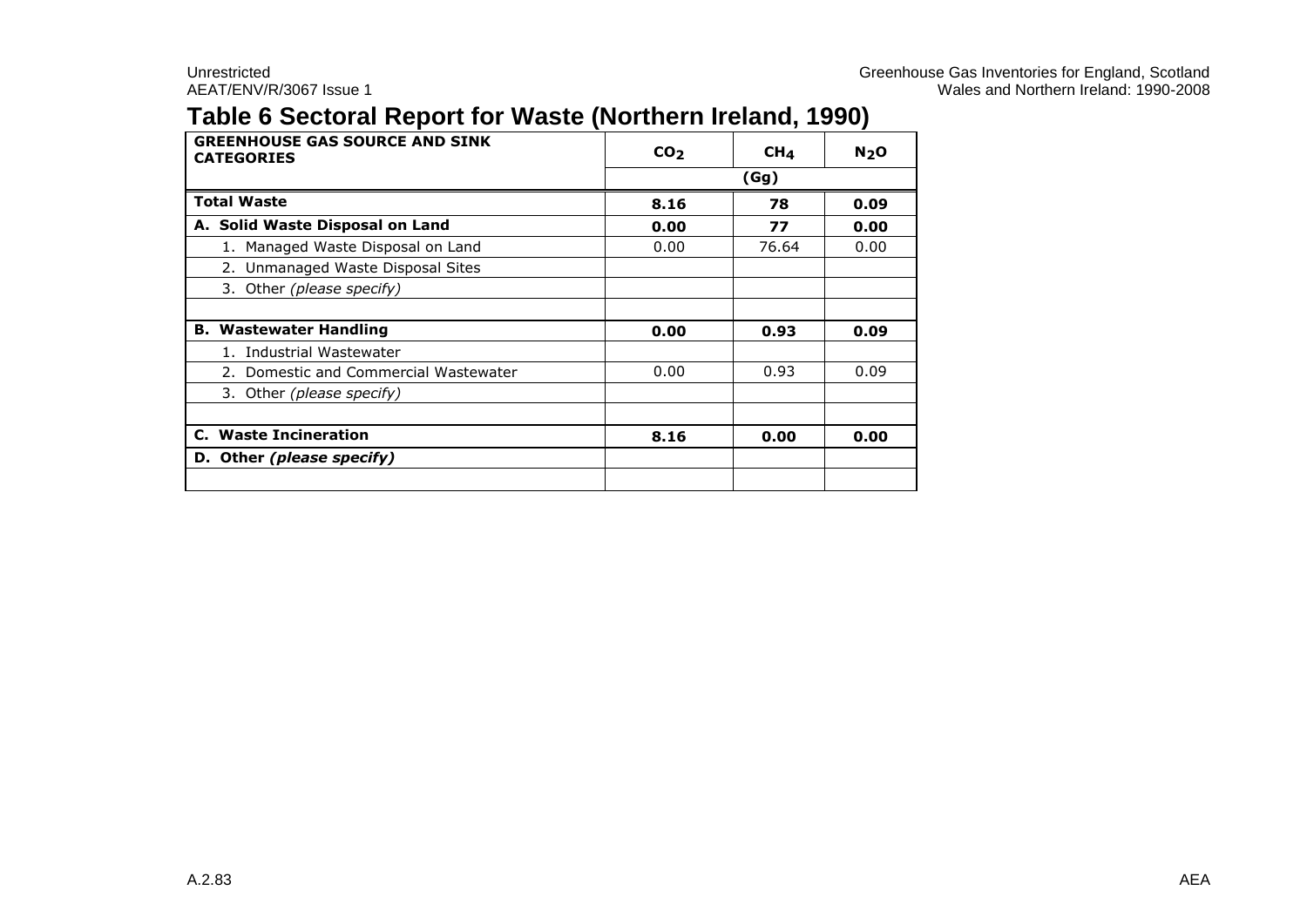# Table 6 Sectoral Report for Waste (Northern Ireland, 1990)

| GREENHOUSE GAS SOURCE AND SINK CATEGORIES | $CO_2$ | $CH_4$ | $N_2O$ |
|---|---|---|---|
| | (Gg) | | |
| **Total Waste** | **8.16** | **78** | **0.09** |
| **A. Solid Waste Disposal on Land** | **0.00** | **77** | **0.00** |
| 1. Managed Waste Disposal on Land | 0.00 | 76.64 | 0.00 |
| 2. Unmanaged Waste Disposal Sites | | | |
| 3. Other *(please specify)* | | | |
| | | | |
| **B. Wastewater Handling** | **0.00** | **0.93** | **0.09** |
| 1. Industrial Wastewater | | | |
| 2. Domestic and Commercial Wastewater | 0.00 | 0.93 | 0.09 |
| 3. Other *(please specify)* | | | |
| | | | |
| **C. Waste Incineration** | **8.16** | **0.00** | **0.00** |
| **D. Other *(please specify)*** | | | |
| | | | |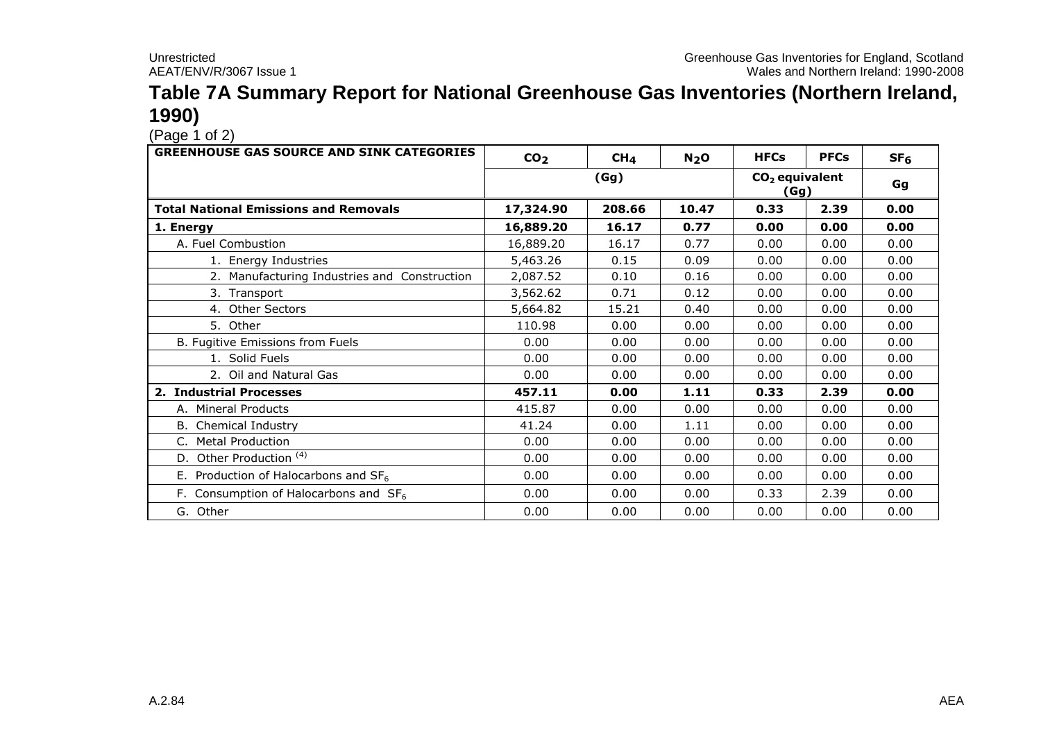# Table 7A Summary Report for National Greenhouse Gas Inventories (Northern Ireland, 1990)

(Page 1 of 2)

| GREENHOUSE GAS SOURCE AND SINK CATEGORIES | $CO_2$ | $CH_4$ | $N_2O$ | HFCs | PFCs | $SF_6$ |
|---|---|---|---|---|---|---|
| | (Gg) | | | $CO_2$ equivalent (Gg) | | Gg |
| **Total National Emissions and Removals** | **17,324.90** | **208.66** | **10.47** | **0.33** | **2.39** | **0.00** |
| **1. Energy** | **16,889.20** | **16.17** | **0.77** | **0.00** | **0.00** | **0.00** |
| A. Fuel Combustion | 16,889.20 | 16.17 | 0.77 | 0.00 | 0.00 | 0.00 |
| 1. Energy Industries | 5,463.26 | 0.15 | 0.09 | 0.00 | 0.00 | 0.00 |
| 2. Manufacturing Industries and Construction | 2,087.52 | 0.10 | 0.16 | 0.00 | 0.00 | 0.00 |
| 3. Transport | 3,562.62 | 0.71 | 0.12 | 0.00 | 0.00 | 0.00 |
| 4. Other Sectors | 5,664.82 | 15.21 | 0.40 | 0.00 | 0.00 | 0.00 |
| 5. Other | 110.98 | 0.00 | 0.00 | 0.00 | 0.00 | 0.00 |
| B. Fugitive Emissions from Fuels | 0.00 | 0.00 | 0.00 | 0.00 | 0.00 | 0.00 |
| 1. Solid Fuels | 0.00 | 0.00 | 0.00 | 0.00 | 0.00 | 0.00 |
| 2. Oil and Natural Gas | 0.00 | 0.00 | 0.00 | 0.00 | 0.00 | 0.00 |
| **2. Industrial Processes** | **457.11** | **0.00** | **1.11** | **0.33** | **2.39** | **0.00** |
| A. Mineral Products | 415.87 | 0.00 | 0.00 | 0.00 | 0.00 | 0.00 |
| B. Chemical Industry | 41.24 | 0.00 | 1.11 | 0.00 | 0.00 | 0.00 |
| C. Metal Production | 0.00 | 0.00 | 0.00 | 0.00 | 0.00 | 0.00 |
| D. Other Production [(4)] | 0.00 | 0.00 | 0.00 | 0.00 | 0.00 | 0.00 |
| E. Production of Halocarbons and $SF_6$ | 0.00 | 0.00 | 0.00 | 0.00 | 0.00 | 0.00 |
| F. Consumption of Halocarbons and $SF_6$ | 0.00 | 0.00 | 0.00 | 0.33 | 2.39 | 0.00 |
| G. Other | 0.00 | 0.00 | 0.00 | 0.00 | 0.00 | 0.00 |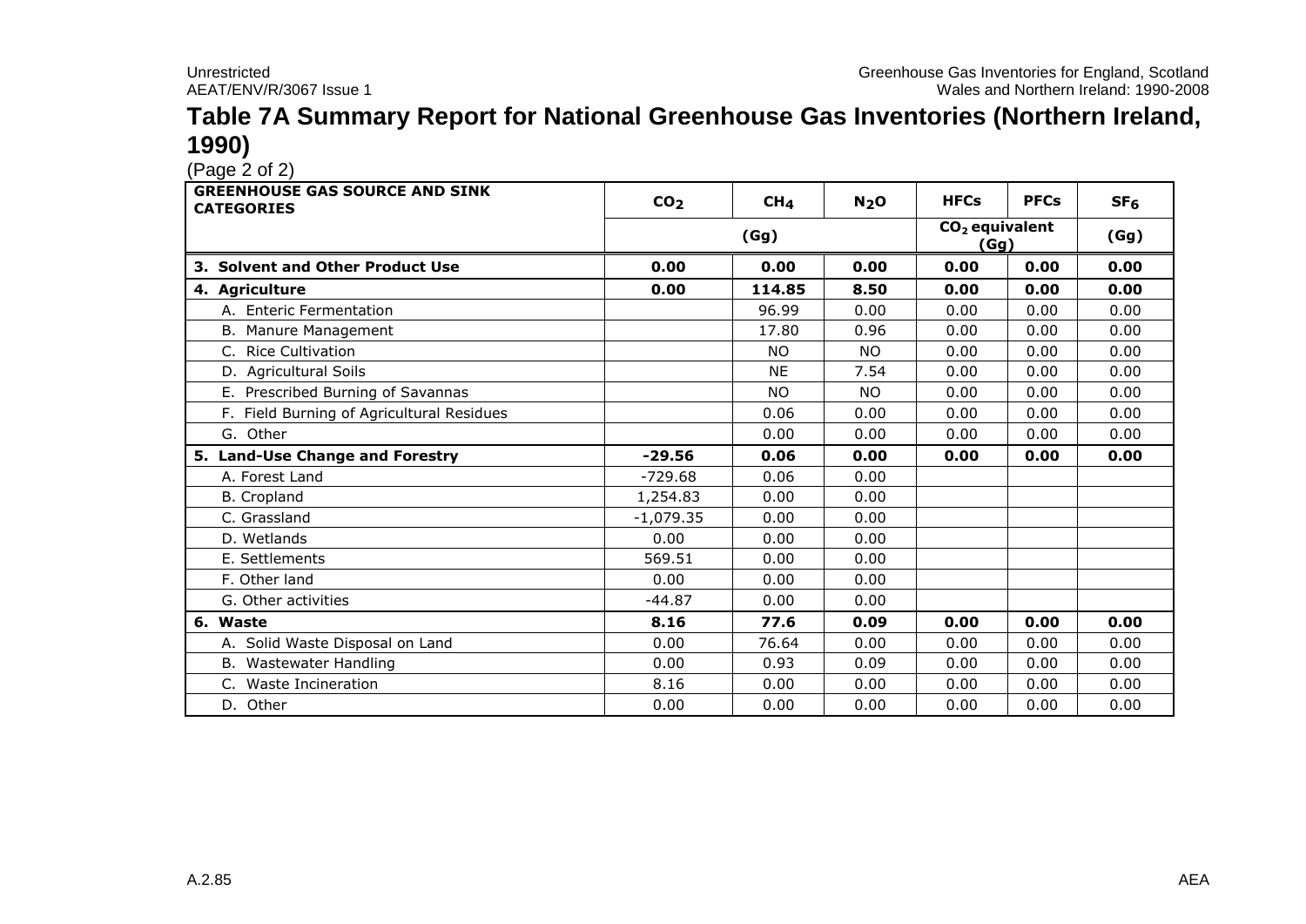# Table 7A Summary Report for National Greenhouse Gas Inventories (Northern Ireland, 1990)

(Page 2 of 2)

| GREENHOUSE GAS SOURCE AND SINK CATEGORIES | $CO_2$ | $CH_4$ | $N_2O$ | HFCs | PFCs | $SF_6$ |
|---|---|---|---|---|---|---|
| | (Gg) | | | $CO_2$ equivalent (Gg) | | (Gg) |
| **3. Solvent and Other Product Use** | **0.00** | **0.00** | **0.00** | **0.00** | **0.00** | **0.00** |
| **4. Agriculture** | **0.00** | **114.85** | **8.50** | **0.00** | **0.00** | **0.00** |
| A. Enteric Fermentation | | 96.99 | 0.00 | 0.00 | 0.00 | 0.00 |
| B. Manure Management | | 17.80 | 0.96 | 0.00 | 0.00 | 0.00 |
| C. Rice Cultivation | | NO | NO | 0.00 | 0.00 | 0.00 |
| D. Agricultural Soils | | NE | 7.54 | 0.00 | 0.00 | 0.00 |
| E. Prescribed Burning of Savannas | | NO | NO | 0.00 | 0.00 | 0.00 |
| F. Field Burning of Agricultural Residues | | 0.06 | 0.00 | 0.00 | 0.00 | 0.00 |
| G. Other | | 0.00 | 0.00 | 0.00 | 0.00 | 0.00 |
| **5. Land-Use Change and Forestry** | **-29.56** | **0.06** | **0.00** | **0.00** | **0.00** | **0.00** |
| A. Forest Land | -729.68 | 0.06 | 0.00 | | | |
| B. Cropland | 1,254.83 | 0.00 | 0.00 | | | |
| C. Grassland | -1,079.35 | 0.00 | 0.00 | | | |
| D. Wetlands | 0.00 | 0.00 | 0.00 | | | |
| E. Settlements | 569.51 | 0.00 | 0.00 | | | |
| F. Other land | 0.00 | 0.00 | 0.00 | | | |
| G. Other activities | -44.87 | 0.00 | 0.00 | | | |
| **6. Waste** | **8.16** | **77.6** | **0.09** | **0.00** | **0.00** | **0.00** |
| A. Solid Waste Disposal on Land | 0.00 | 76.64 | 0.00 | 0.00 | 0.00 | 0.00 |
| B. Wastewater Handling | 0.00 | 0.93 | 0.09 | 0.00 | 0.00 | 0.00 |
| C. Waste Incineration | 8.16 | 0.00 | 0.00 | 0.00 | 0.00 | 0.00 |
| D. Other | 0.00 | 0.00 | 0.00 | 0.00 | 0.00 | 0.00 |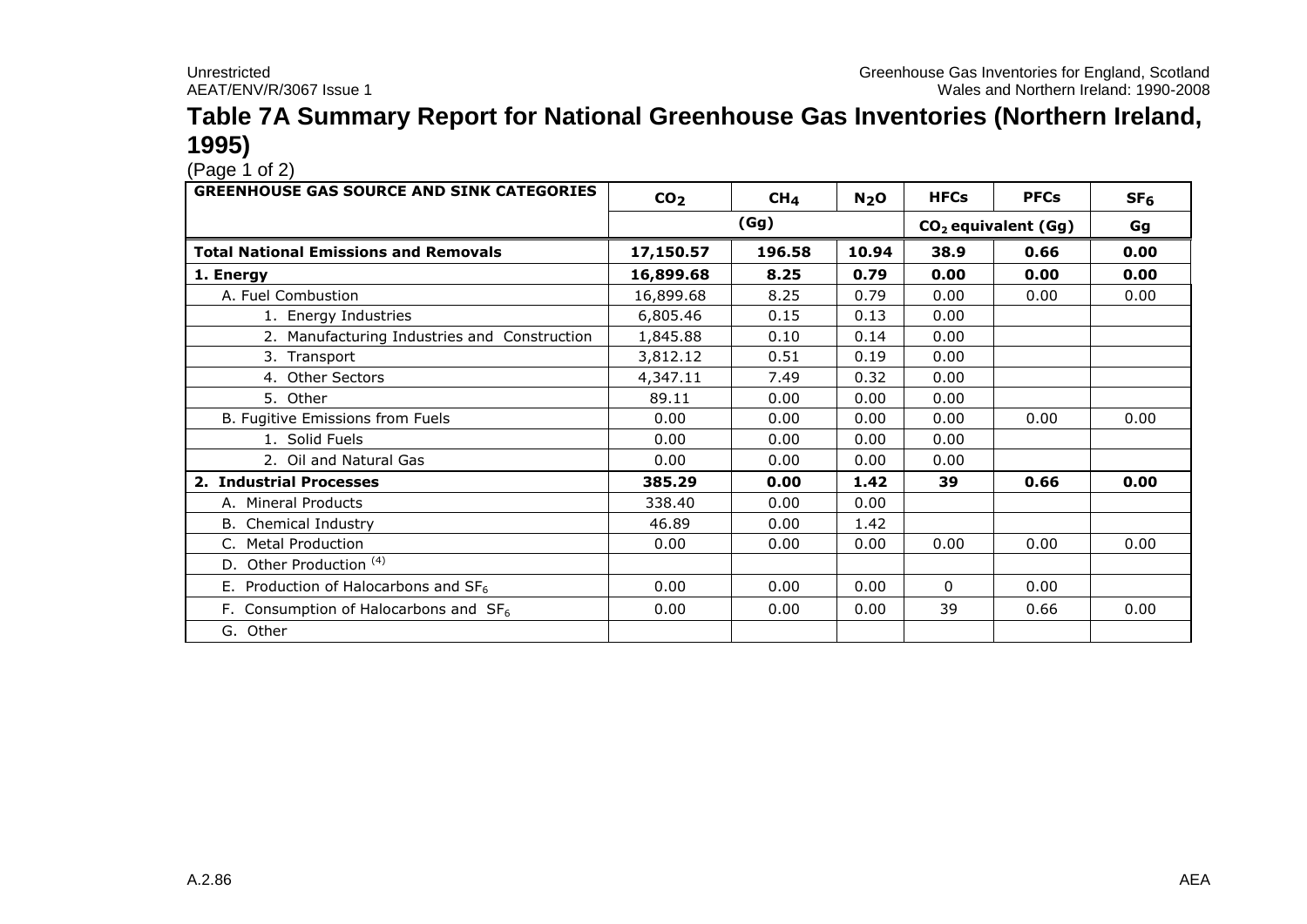# Table 7A Summary Report for National Greenhouse Gas Inventories (Northern Ireland, 1995)

(Page 1 of 2)

| GREENHOUSE GAS SOURCE AND SINK CATEGORIES | $CO_2$ | $CH_4$ | $N_2O$ | HFCs | PFCs | $SF_6$ |
|---|---|---|---|---|---|---|
| | (Gg) | | | $CO_2$ equivalent (Gg) | | Gg |
| **Total National Emissions and Removals** | **17,150.57** | **196.58** | **10.94** | **38.9** | **0.66** | **0.00** |
| **1. Energy** | **16,899.68** | **8.25** | **0.79** | **0.00** | **0.00** | **0.00** |
| A. Fuel Combustion | 16,899.68 | 8.25 | 0.79 | 0.00 | 0.00 | 0.00 |
| 1. Energy Industries | 6,805.46 | 0.15 | 0.13 | 0.00 | | |
| 2. Manufacturing Industries and Construction | 1,845.88 | 0.10 | 0.14 | 0.00 | | |
| 3. Transport | 3,812.12 | 0.51 | 0.19 | 0.00 | | |
| 4. Other Sectors | 4,347.11 | 7.49 | 0.32 | 0.00 | | |
| 5. Other | 89.11 | 0.00 | 0.00 | 0.00 | | |
| B. Fugitive Emissions from Fuels | 0.00 | 0.00 | 0.00 | 0.00 | 0.00 | 0.00 |
| 1. Solid Fuels | 0.00 | 0.00 | 0.00 | 0.00 | | |
| 2. Oil and Natural Gas | 0.00 | 0.00 | 0.00 | 0.00 | | |
| **2. Industrial Processes** | **385.29** | **0.00** | **1.42** | **39** | **0.66** | **0.00** |
| A. Mineral Products | 338.40 | 0.00 | 0.00 | | | |
| B. Chemical Industry | 46.89 | 0.00 | 1.42 | | | |
| C. Metal Production | 0.00 | 0.00 | 0.00 | 0.00 | 0.00 | 0.00 |
| D. Other Production [4] | | | | | | |
| E. Production of Halocarbons and $SF_6$ | 0.00 | 0.00 | 0.00 | 0 | 0.00 | |
| F. Consumption of Halocarbons and $SF_6$ | 0.00 | 0.00 | 0.00 | 39 | 0.66 | 0.00 |
| G. Other | | | | | | |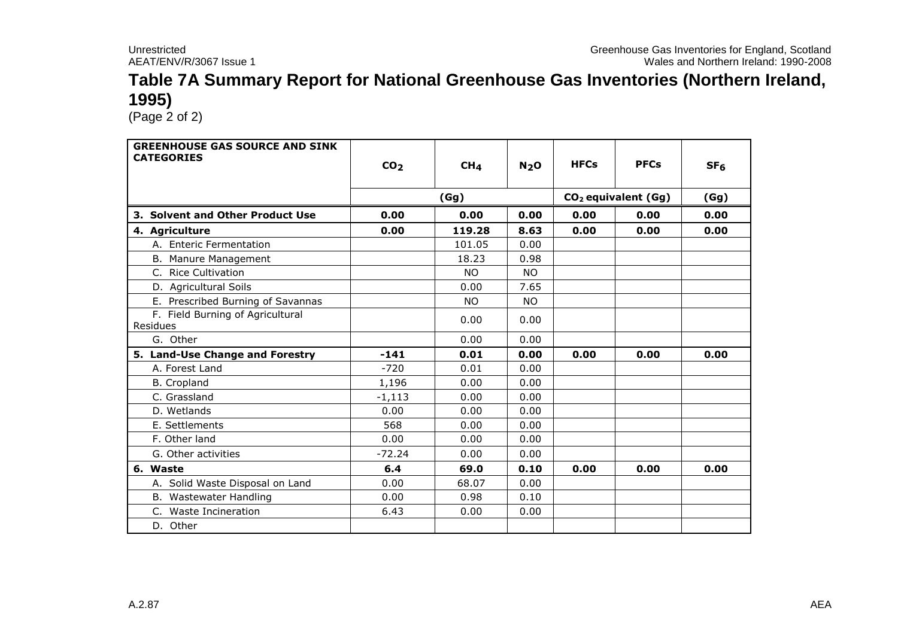# Table 7A Summary Report for National Greenhouse Gas Inventories (Northern Ireland, 1995)

(Page 2 of 2)

| GREENHOUSE GAS SOURCE AND SINK CATEGORIES | $CO_2$ | $CH_4$ | $N_2O$ | HFCs | PFCs | $SF_6$ |
|---|---|---|---|---|---|---|
| | (Gg) | | | $CO_2$ equivalent (Gg) | | (Gg) |
| **3. Solvent and Other Product Use** | **0.00** | **0.00** | **0.00** | **0.00** | **0.00** | **0.00** |
| **4. Agriculture** | **0.00** | **119.28** | **8.63** | **0.00** | **0.00** | **0.00** |
| A. Enteric Fermentation | | 101.05 | 0.00 | | | |
| B. Manure Management | | 18.23 | 0.98 | | | |
| C. Rice Cultivation | | NO | NO | | | |
| D. Agricultural Soils | | 0.00 | 7.65 | | | |
| E. Prescribed Burning of Savannas | | NO | NO | | | |
| F. Field Burning of Agricultural Residues | | 0.00 | 0.00 | | | |
| G. Other | | 0.00 | 0.00 | | | |
| **5. Land-Use Change and Forestry** | **-141** | **0.01** | **0.00** | **0.00** | **0.00** | **0.00** |
| A. Forest Land | -720 | 0.01 | 0.00 | | | |
| B. Cropland | 1,196 | 0.00 | 0.00 | | | |
| C. Grassland | -1,113 | 0.00 | 0.00 | | | |
| D. Wetlands | 0.00 | 0.00 | 0.00 | | | |
| E. Settlements | 568 | 0.00 | 0.00 | | | |
| F. Other land | 0.00 | 0.00 | 0.00 | | | |
| G. Other activities | -72.24 | 0.00 | 0.00 | | | |
| **6. Waste** | **6.4** | **69.0** | **0.10** | **0.00** | **0.00** | **0.00** |
| A. Solid Waste Disposal on Land | 0.00 | 68.07 | 0.00 | | | |
| B. Wastewater Handling | 0.00 | 0.98 | 0.10 | | | |
| C. Waste Incineration | 6.43 | 0.00 | 0.00 | | | |
| D. Other | | | | | | |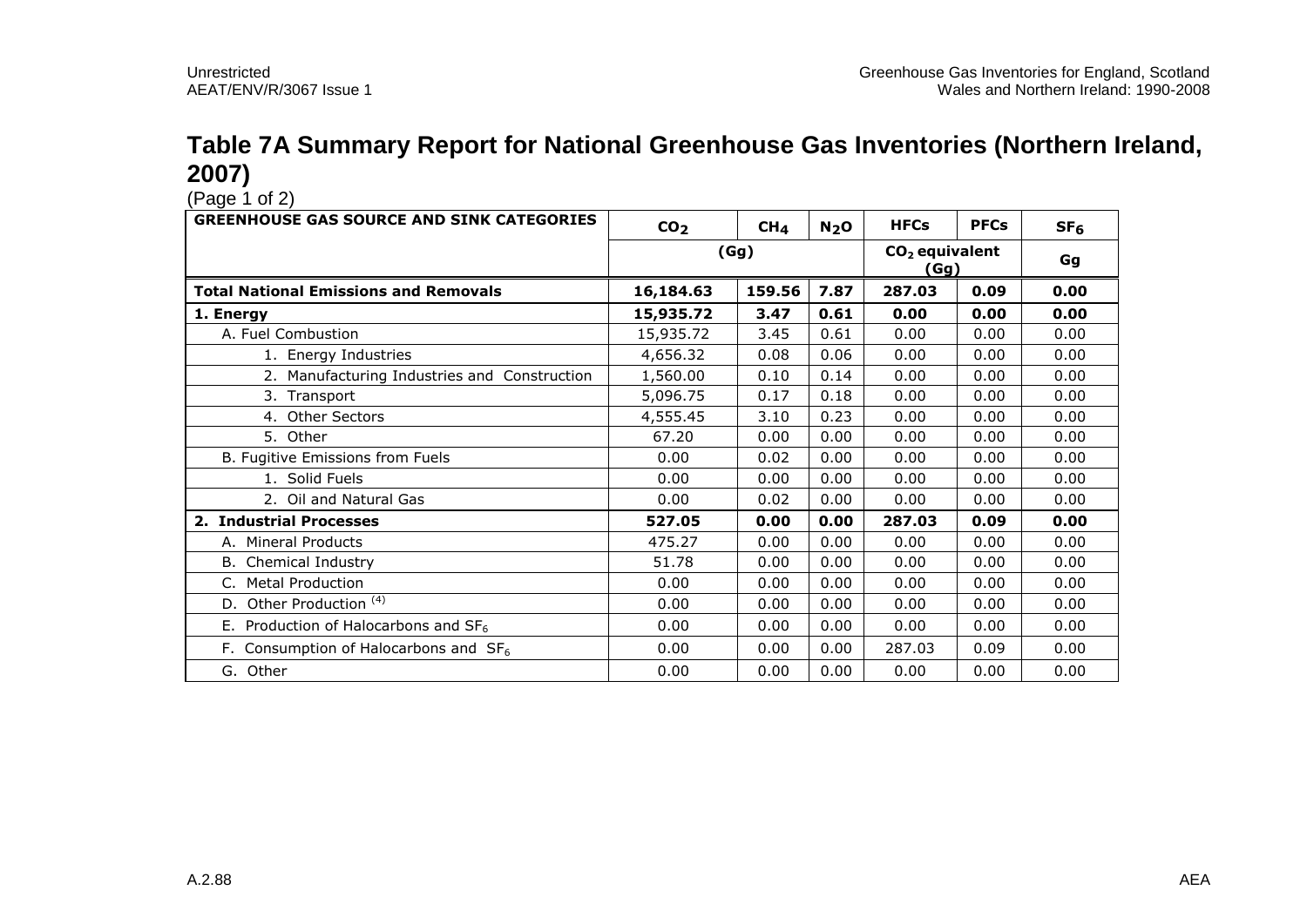# Table 7A Summary Report for National Greenhouse Gas Inventories (Northern Ireland, 2007)

(Page 1 of 2)

| GREENHOUSE GAS SOURCE AND SINK CATEGORIES | $CO_2$ | $CH_4$ | $N_2O$ | HFCs | PFCs | $SF_6$ |
|---|---|---|---|---|---|---|
| | (Gg) | | | $CO_2$ equivalent (Gg) | | Gg |
| **Total National Emissions and Removals** | **16,184.63** | **159.56** | **7.87** | **287.03** | **0.09** | **0.00** |
| **1. Energy** | **15,935.72** | **3.47** | **0.61** | **0.00** | **0.00** | **0.00** |
| A. Fuel Combustion | 15,935.72 | 3.45 | 0.61 | 0.00 | 0.00 | 0.00 |
| 1. Energy Industries | 4,656.32 | 0.08 | 0.06 | 0.00 | 0.00 | 0.00 |
| 2. Manufacturing Industries and Construction | 1,560.00 | 0.10 | 0.14 | 0.00 | 0.00 | 0.00 |
| 3. Transport | 5,096.75 | 0.17 | 0.18 | 0.00 | 0.00 | 0.00 |
| 4. Other Sectors | 4,555.45 | 3.10 | 0.23 | 0.00 | 0.00 | 0.00 |
| 5. Other | 67.20 | 0.00 | 0.00 | 0.00 | 0.00 | 0.00 |
| B. Fugitive Emissions from Fuels | 0.00 | 0.02 | 0.00 | 0.00 | 0.00 | 0.00 |
| 1. Solid Fuels | 0.00 | 0.00 | 0.00 | 0.00 | 0.00 | 0.00 |
| 2. Oil and Natural Gas | 0.00 | 0.02 | 0.00 | 0.00 | 0.00 | 0.00 |
| **2. Industrial Processes** | **527.05** | **0.00** | **0.00** | **287.03** | **0.09** | **0.00** |
| A. Mineral Products | 475.27 | 0.00 | 0.00 | 0.00 | 0.00 | 0.00 |
| B. Chemical Industry | 51.78 | 0.00 | 0.00 | 0.00 | 0.00 | 0.00 |
| C. Metal Production | 0.00 | 0.00 | 0.00 | 0.00 | 0.00 | 0.00 |
| D. Other Production [(4)] | 0.00 | 0.00 | 0.00 | 0.00 | 0.00 | 0.00 |
| E. Production of Halocarbons and $SF_6$ | 0.00 | 0.00 | 0.00 | 0.00 | 0.00 | 0.00 |
| F. Consumption of Halocarbons and $SF_6$ | 0.00 | 0.00 | 0.00 | 287.03 | 0.09 | 0.00 |
| G. Other | 0.00 | 0.00 | 0.00 | 0.00 | 0.00 | 0.00 |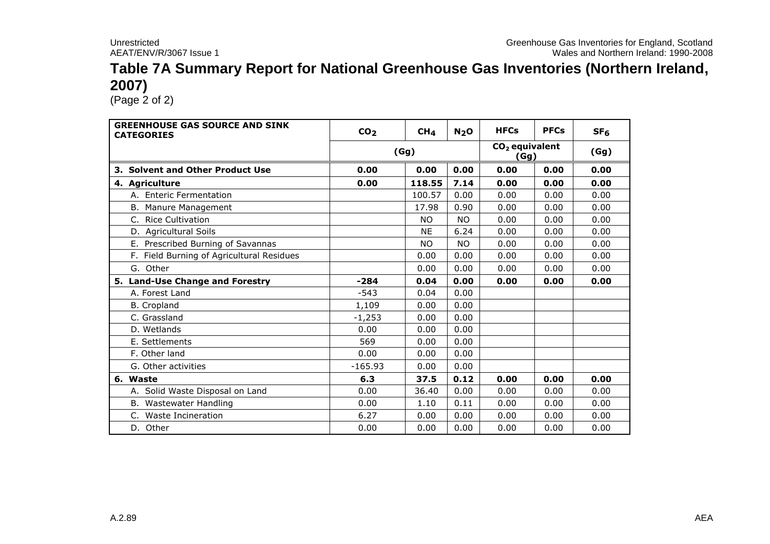# Table 7A Summary Report for National Greenhouse Gas Inventories (Northern Ireland, 2007)

(Page 2 of 2)

| GREENHOUSE GAS SOURCE AND SINK CATEGORIES | $CO_2$ | $CH_4$ | $N_2O$ | HFCs | PFCs | $SF_6$ |
|---|---|---|---|---|---|---|
| | (Gg) | | | $CO_2$ equivalent (Gg) | | (Gg) |
| **3. Solvent and Other Product Use** | **0.00** | **0.00** | **0.00** | **0.00** | **0.00** | **0.00** |
| **4. Agriculture** | **0.00** | **118.55** | **7.14** | **0.00** | **0.00** | **0.00** |
| A. Enteric Fermentation | | 100.57 | 0.00 | 0.00 | 0.00 | 0.00 |
| B. Manure Management | | 17.98 | 0.90 | 0.00 | 0.00 | 0.00 |
| C. Rice Cultivation | | NO | NO | 0.00 | 0.00 | 0.00 |
| D. Agricultural Soils | | NE | 6.24 | 0.00 | 0.00 | 0.00 |
| E. Prescribed Burning of Savannas | | NO | NO | 0.00 | 0.00 | 0.00 |
| F. Field Burning of Agricultural Residues | | 0.00 | 0.00 | 0.00 | 0.00 | 0.00 |
| G. Other | | 0.00 | 0.00 | 0.00 | 0.00 | 0.00 |
| **5. Land-Use Change and Forestry** | **-284** | **0.04** | **0.00** | **0.00** | **0.00** | **0.00** |
| A. Forest Land | -543 | 0.04 | 0.00 | | | |
| B. Cropland | 1,109 | 0.00 | 0.00 | | | |
| C. Grassland | -1,253 | 0.00 | 0.00 | | | |
| D. Wetlands | 0.00 | 0.00 | 0.00 | | | |
| E. Settlements | 569 | 0.00 | 0.00 | | | |
| F. Other land | 0.00 | 0.00 | 0.00 | | | |
| G. Other activities | -165.93 | 0.00 | 0.00 | | | |
| **6. Waste** | **6.3** | **37.5** | **0.12** | **0.00** | **0.00** | **0.00** |
| A. Solid Waste Disposal on Land | 0.00 | 36.40 | 0.00 | 0.00 | 0.00 | 0.00 |
| B. Wastewater Handling | 0.00 | 1.10 | 0.11 | 0.00 | 0.00 | 0.00 |
| C. Waste Incineration | 6.27 | 0.00 | 0.00 | 0.00 | 0.00 | 0.00 |
| D. Other | 0.00 | 0.00 | 0.00 | 0.00 | 0.00 | 0.00 |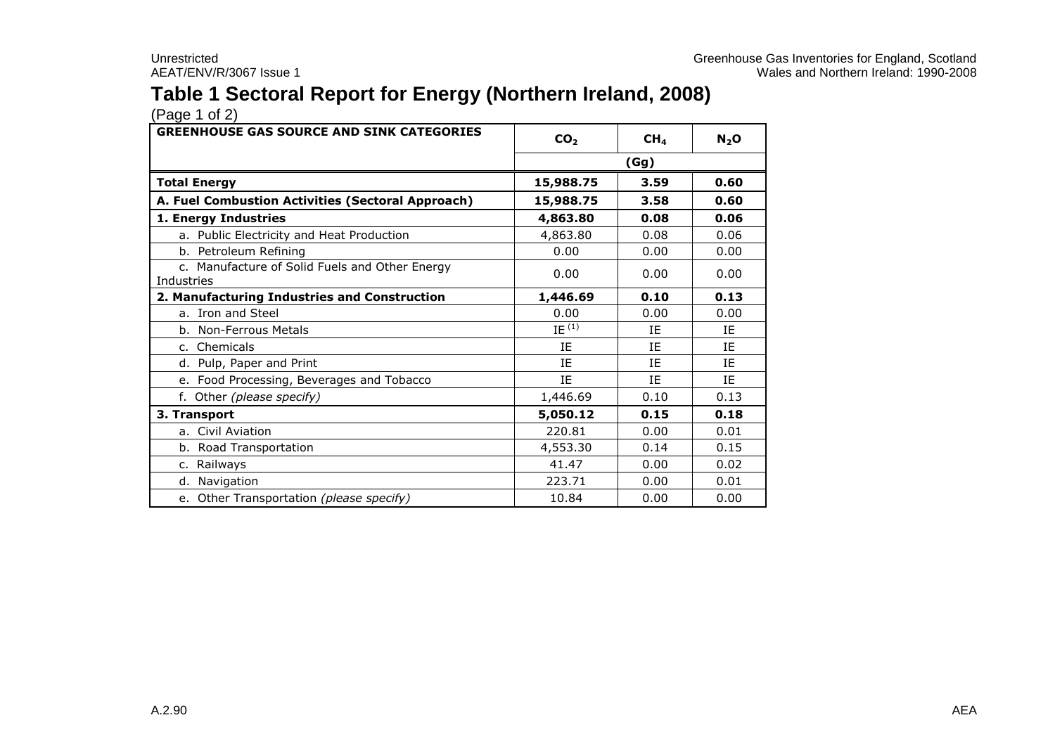# Table 1 Sectoral Report for Energy (Northern Ireland, 2008)

(Page 1 of 2)

| GREENHOUSE GAS SOURCE AND SINK CATEGORIES | $CO_2$ | $CH_4$ | $N_2O$ |
|---|---|---|---|
| | (Gg) | | |
| **Total Energy** | **15,988.75** | **3.59** | **0.60** |
| **A. Fuel Combustion Activities (Sectoral Approach)** | **15,988.75** | **3.58** | **0.60** |
| **1. Energy Industries** | **4,863.80** | **0.08** | **0.06** |
| a. Public Electricity and Heat Production | 4,863.80 | 0.08 | 0.06 |
| b. Petroleum Refining | 0.00 | 0.00 | 0.00 |
| c. Manufacture of Solid Fuels and Other Energy Industries | 0.00 | 0.00 | 0.00 |
| **2. Manufacturing Industries and Construction** | **1,446.69** | **0.10** | **0.13** |
| a. Iron and Steel | 0.00 | 0.00 | 0.00 |
| b. Non-Ferrous Metals | IE [1] | IE | IE |
| c. Chemicals | IE | IE | IE |
| d. Pulp, Paper and Print | IE | IE | IE |
| e. Food Processing, Beverages and Tobacco | IE | IE | IE |
| f. Other *(please specify)* | 1,446.69 | 0.10 | 0.13 |
| **3. Transport** | **5,050.12** | **0.15** | **0.18** |
| a. Civil Aviation | 220.81 | 0.00 | 0.01 |
| b. Road Transportation | 4,553.30 | 0.14 | 0.15 |
| c. Railways | 41.47 | 0.00 | 0.02 |
| d. Navigation | 223.71 | 0.00 | 0.01 |
| e. Other Transportation *(please specify)* | 10.84 | 0.00 | 0.00 |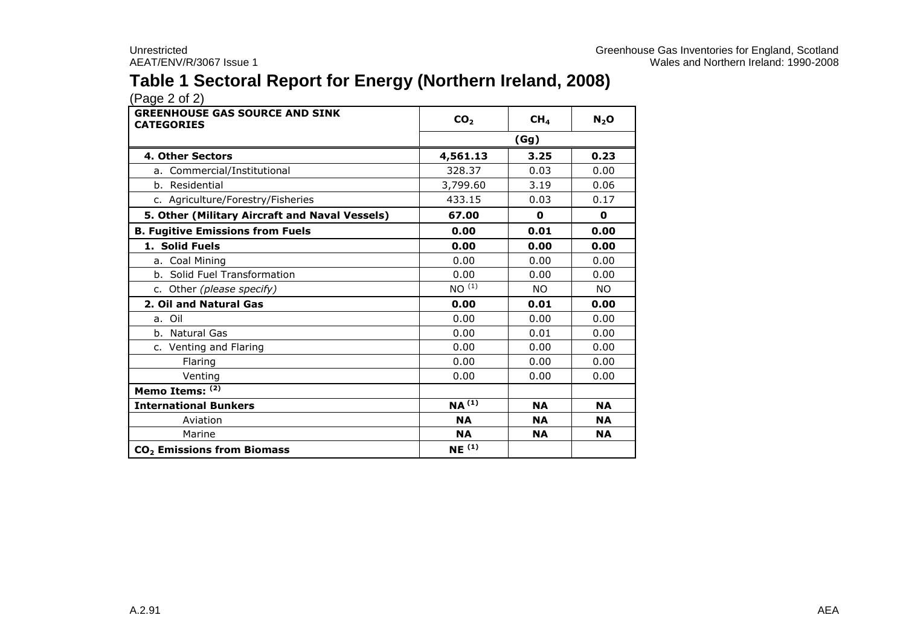# Table 1 Sectoral Report for Energy (Northern Ireland, 2008)

(Page 2 of 2)

| GREENHOUSE GAS SOURCE AND SINK CATEGORIES | $CO_2$ | $CH_4$ | $N_2O$ |
|---|---|---|---|
| | (Gg) | | |
| **4. Other Sectors** | **4,561.13** | **3.25** | **0.23** |
| a. Commercial/Institutional | 328.37 | 0.03 | 0.00 |
| b. Residential | 3,799.60 | 3.19 | 0.06 |
| c. Agriculture/Forestry/Fisheries | 433.15 | 0.03 | 0.17 |
| **5. Other (Military Aircraft and Naval Vessels)** | **67.00** | **0** | **0** |
| **B. Fugitive Emissions from Fuels** | **0.00** | **0.01** | **0.00** |
| **1. Solid Fuels** | **0.00** | **0.00** | **0.00** |
| a. Coal Mining | 0.00 | 0.00 | 0.00 |
| b. Solid Fuel Transformation | 0.00 | 0.00 | 0.00 |
| c. Other *(please specify)* | NO (1) | NO | NO |
| **2. Oil and Natural Gas** | **0.00** | **0.01** | **0.00** |
| a. Oil | 0.00 | 0.00 | 0.00 |
| b. Natural Gas | 0.00 | 0.01 | 0.00 |
| c. Venting and Flaring | 0.00 | 0.00 | 0.00 |
| Flaring | 0.00 | 0.00 | 0.00 |
| Venting | 0.00 | 0.00 | 0.00 |
| **Memo Items: (2)** | | | |
| **International Bunkers** | **NA (1)** | **NA** | **NA** |
| Aviation | **NA** | **NA** | **NA** |
| Marine | **NA** | **NA** | **NA** |
| **$CO_2$ Emissions from Biomass** | **NE (1)** | | |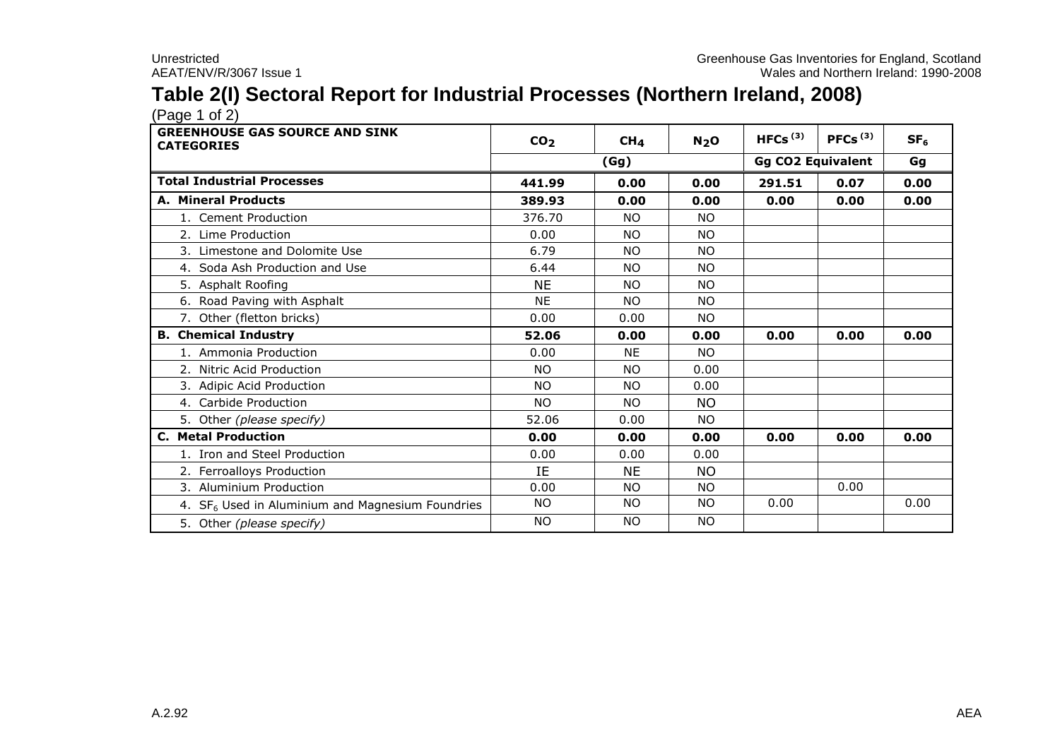# Table 2(I) Sectoral Report for Industrial Processes (Northern Ireland, 2008)

(Page 1 of 2)

| GREENHOUSE GAS SOURCE AND SINK CATEGORIES | $CO_2$ | $CH_4$ | $N_2O$ | HFCs [3] | PFCs [3] | $SF_6$ |
|---|---|---|---|---|---|---|
| | (Gg) | | | Gg CO2 Equivalent | | Gg |
| **Total Industrial Processes** | **441.99** | **0.00** | **0.00** | **291.51** | **0.07** | **0.00** |
| **A. Mineral Products** | **389.93** | **0.00** | **0.00** | **0.00** | **0.00** | **0.00** |
| 1. Cement Production | 376.70 | NO | NO | | | |
| 2. Lime Production | 0.00 | NO | NO | | | |
| 3. Limestone and Dolomite Use | 6.79 | NO | NO | | | |
| 4. Soda Ash Production and Use | 6.44 | NO | NO | | | |
| 5. Asphalt Roofing | NE | NO | NO | | | |
| 6. Road Paving with Asphalt | NE | NO | NO | | | |
| 7. Other (fletton bricks) | 0.00 | 0.00 | NO | | | |
| **B. Chemical Industry** | **52.06** | **0.00** | **0.00** | **0.00** | **0.00** | **0.00** |
| 1. Ammonia Production | 0.00 | NE | NO | | | |
| 2. Nitric Acid Production | NO | NO | 0.00 | | | |
| 3. Adipic Acid Production | NO | NO | 0.00 | | | |
| 4. Carbide Production | NO | NO | NO | | | |
| 5. Other *(please specify)* | 52.06 | 0.00 | NO | | | |
| **C. Metal Production** | **0.00** | **0.00** | **0.00** | **0.00** | **0.00** | **0.00** |
| 1. Iron and Steel Production | 0.00 | 0.00 | 0.00 | | | |
| 2. Ferroalloys Production | IE | NE | NO | | | |
| 3. Aluminium Production | 0.00 | NO | NO | | 0.00 | |
| 4. $SF_6$ Used in Aluminium and Magnesium Foundries | NO | NO | NO | 0.00 | | 0.00 |
| 5. Other *(please specify)* | NO | NO | NO | | | |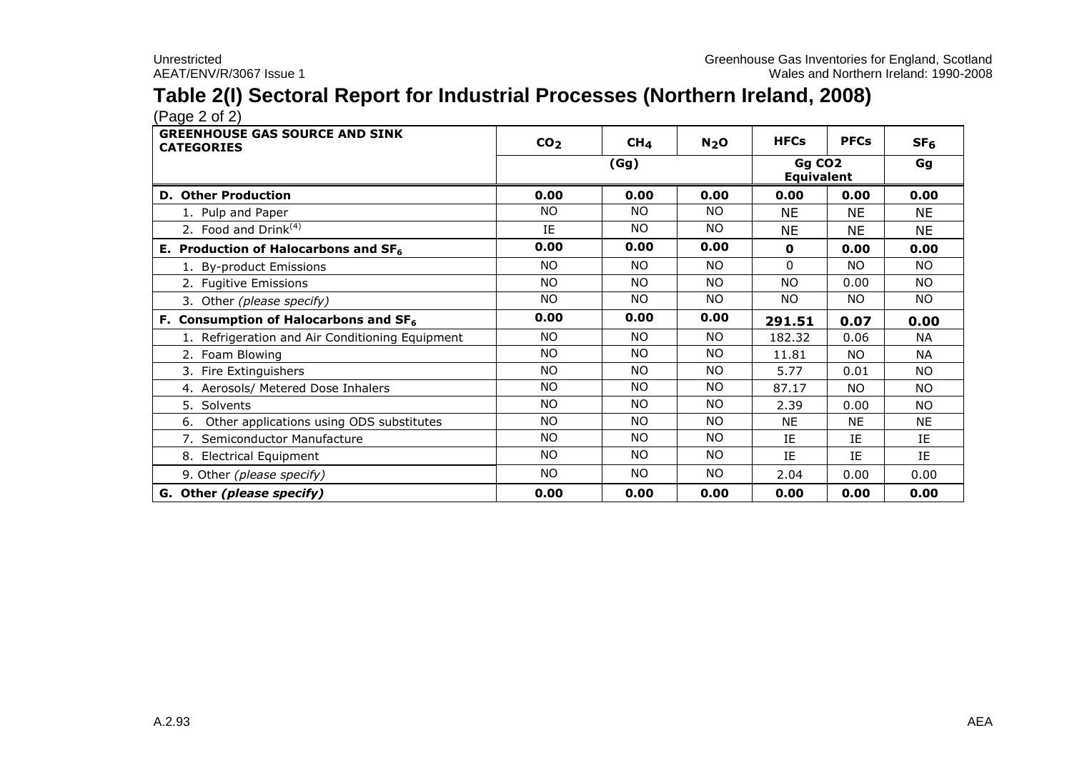# Table 2(I) Sectoral Report for Industrial Processes (Northern Ireland, 2008)

(Page 2 of 2)

| GREENHOUSE GAS SOURCE AND SINK CATEGORIES | $CO_2$ | $CH_4$ | $N_2O$ | HFCs | PFCs | $SF_6$ |
|---|---|---|---|---|---|---|
| | (Gg) | | | Gg CO2 Equivalent | | Gg |
| **D. Other Production** | **0.00** | **0.00** | **0.00** | **0.00** | **0.00** | **0.00** |
| 1. Pulp and Paper | NO | NO | NO | NE | NE | NE |
| 2. Food and Drink[(4)] | IE | NO | NO | NE | NE | NE |
| **E. Production of Halocarbons and $SF_6$** | **0.00** | **0.00** | **0.00** | **0** | **0.00** | **0.00** |
| 1. By-product Emissions | NO | NO | NO | 0 | NO | NO |
| 2. Fugitive Emissions | NO | NO | NO | NO | 0.00 | NO |
| 3. Other *(please specify)* | NO | NO | NO | NO | NO | NO |
| **F. Consumption of Halocarbons and $SF_6$** | **0.00** | **0.00** | **0.00** | **291.51** | **0.07** | **0.00** |
| 1. Refrigeration and Air Conditioning Equipment | NO | NO | NO | 182.32 | 0.06 | NA |
| 2. Foam Blowing | NO | NO | NO | 11.81 | NO | NA |
| 3. Fire Extinguishers | NO | NO | NO | 5.77 | 0.01 | NO |
| 4. Aerosols/ Metered Dose Inhalers | NO | NO | NO | 87.17 | NO | NO |
| 5. Solvents | NO | NO | NO | 2.39 | 0.00 | NO |
| 6. Other applications using ODS substitutes | NO | NO | NO | NE | NE | NE |
| 7. Semiconductor Manufacture | NO | NO | NO | IE | IE | IE |
| 8. Electrical Equipment | NO | NO | NO | IE | IE | IE |
| 9. Other *(please specify)* | NO | NO | NO | 2.04 | 0.00 | 0.00 |
| **G. Other *(please specify)*** | **0.00** | **0.00** | **0.00** | **0.00** | **0.00** | **0.00** |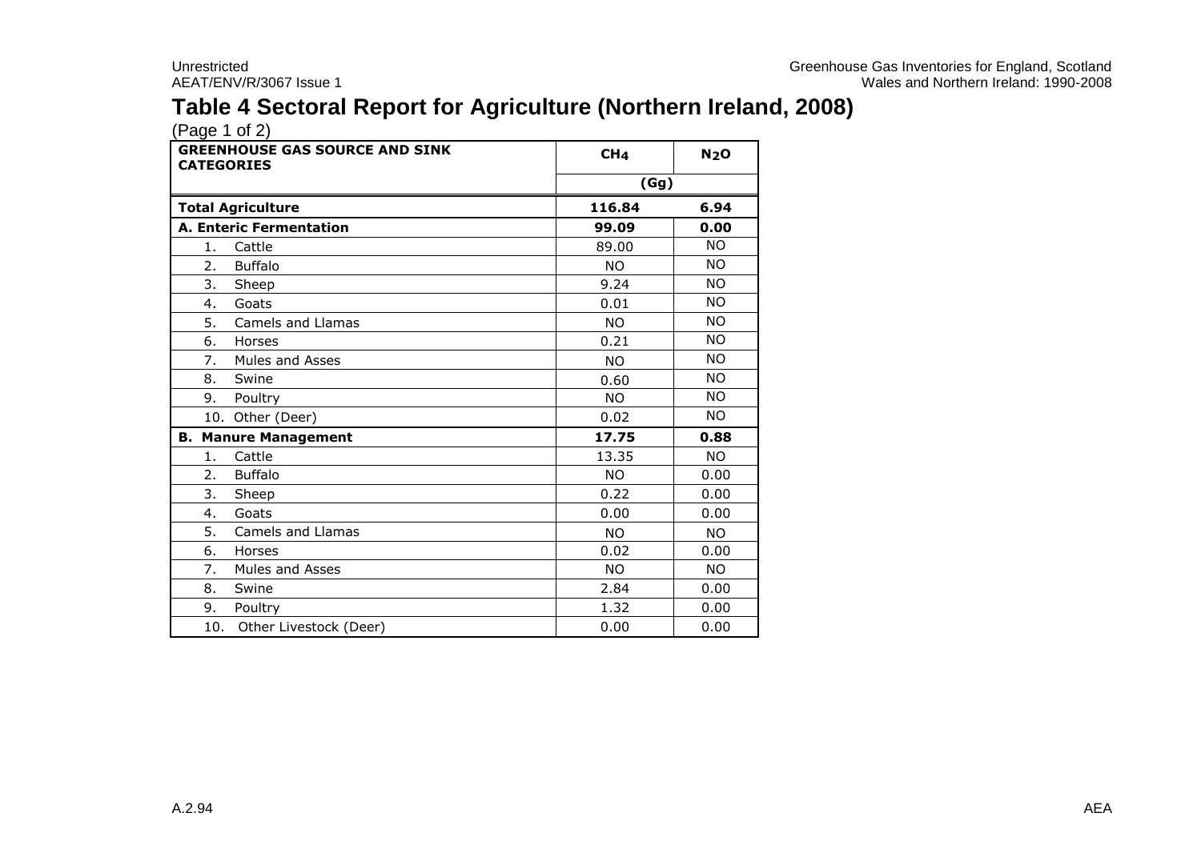# Table 4 Sectoral Report for Agriculture (Northern Ireland, 2008)

(Page 1 of 2)

| GREENHOUSE GAS SOURCE AND SINK CATEGORIES | $CH_4$ | $N_2O$ |
|---|---|---|
| | (Gg) | |
| **Total Agriculture** | **116.84** | **6.94** |
| **A. Enteric Fermentation** | **99.09** | **0.00** |
| 1. Cattle | 89.00 | NO |
| 2. Buffalo | NO | NO |
| 3. Sheep | 9.24 | NO |
| 4. Goats | 0.01 | NO |
| 5. Camels and Llamas | NO | NO |
| 6. Horses | 0.21 | NO |
| 7. Mules and Asses | NO | NO |
| 8. Swine | 0.60 | NO |
| 9. Poultry | NO | NO |
| 10. Other (Deer) | 0.02 | NO |
| **B. Manure Management** | **17.75** | **0.88** |
| 1. Cattle | 13.35 | NO |
| 2. Buffalo | NO | 0.00 |
| 3. Sheep | 0.22 | 0.00 |
| 4. Goats | 0.00 | 0.00 |
| 5. Camels and Llamas | NO | NO |
| 6. Horses | 0.02 | 0.00 |
| 7. Mules and Asses | NO | NO |
| 8. Swine | 2.84 | 0.00 |
| 9. Poultry | 1.32 | 0.00 |
| 10. Other Livestock (Deer) | 0.00 | 0.00 |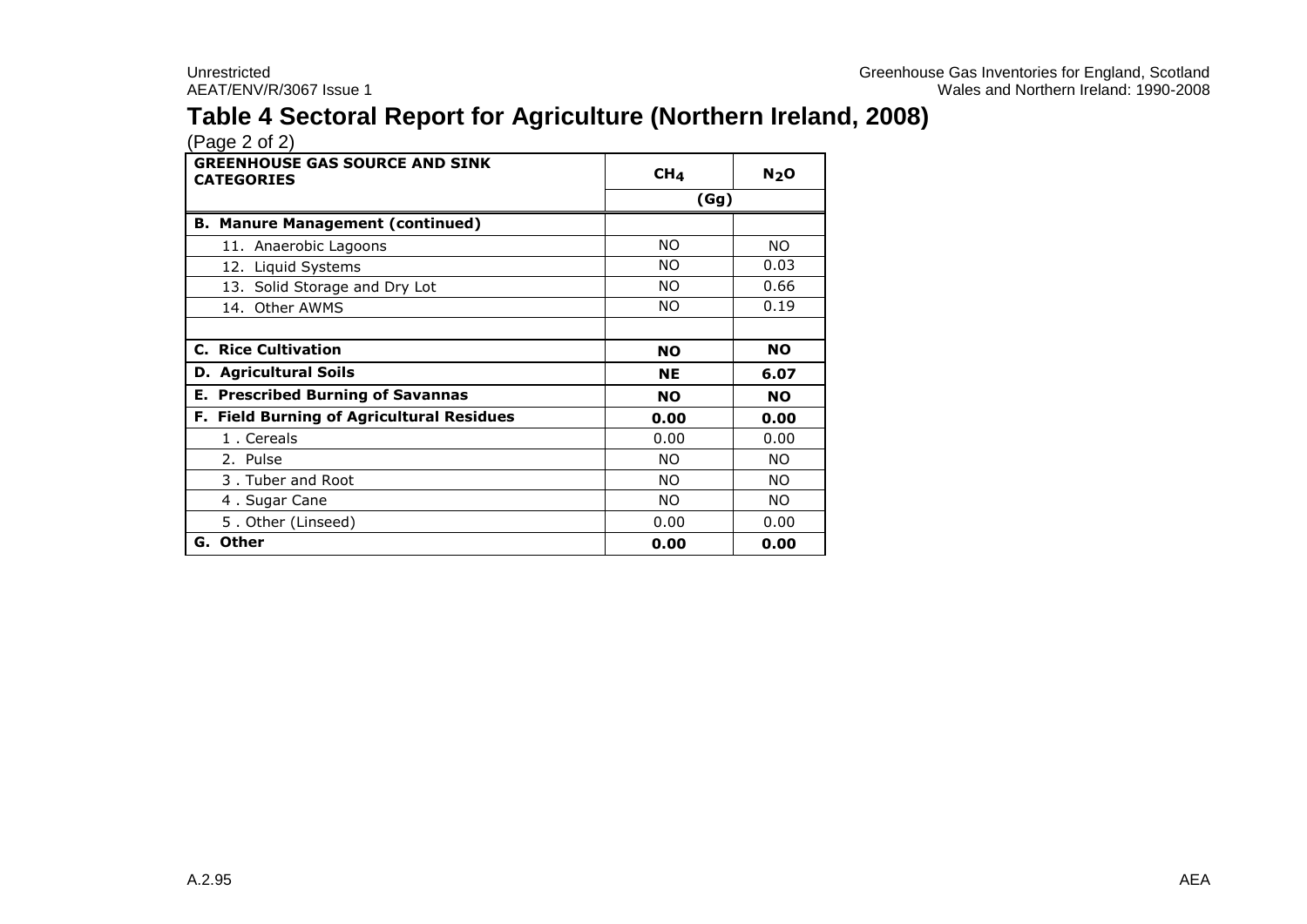# Table 4 Sectoral Report for Agriculture (Northern Ireland, 2008)

(Page 2 of 2)

| GREENHOUSE GAS SOURCE AND SINK CATEGORIES | $CH_4$ | $N_2O$ |
|---|---|---|
| | (Gg) | |
| **B. Manure Management (continued)** | | |
| 11. Anaerobic Lagoons | NO | NO |
| 12. Liquid Systems | NO | 0.03 |
| 13. Solid Storage and Dry Lot | NO | 0.66 |
| 14. Other AWMS | NO | 0.19 |
| | | |
| **C. Rice Cultivation** | **NO** | **NO** |
| **D. Agricultural Soils** | **NE** | **6.07** |
| **E. Prescribed Burning of Savannas** | **NO** | **NO** |
| **F. Field Burning of Agricultural Residues** | **0.00** | **0.00** |
| 1 . Cereals | 0.00 | 0.00 |
| 2. Pulse | NO | NO |
| 3 . Tuber and Root | NO | NO |
| 4 . Sugar Cane | NO | NO |
| 5 . Other (Linseed) | 0.00 | 0.00 |
| **G. Other** | **0.00** | **0.00** |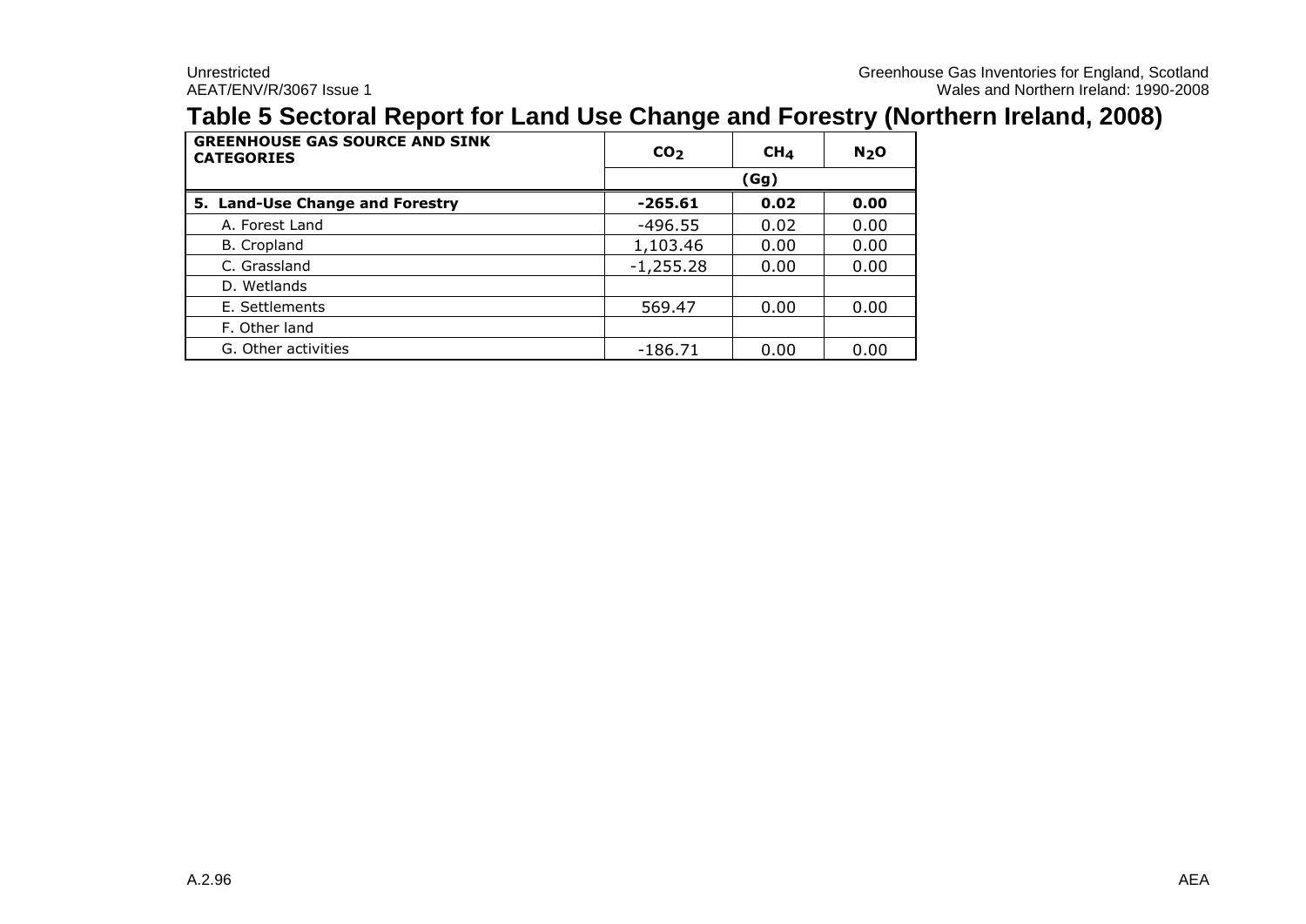# Table 5 Sectoral Report for Land Use Change and Forestry (Northern Ireland, 2008)

| GREENHOUSE GAS SOURCE AND SINK CATEGORIES | $CO_2$ | $CH_4$ | $N_2O$ |
|---|---|---|---|
| | (Gg) | | |
| **5. Land-Use Change and Forestry** | **-265.61** | **0.02** | **0.00** |
| A. Forest Land | -496.55 | 0.02 | 0.00 |
| B. Cropland | 1,103.46 | 0.00 | 0.00 |
| C. Grassland | -1,255.28 | 0.00 | 0.00 |
| D. Wetlands | | | |
| E. Settlements | 569.47 | 0.00 | 0.00 |
| F. Other land | | | |
| G. Other activities | -186.71 | 0.00 | 0.00 |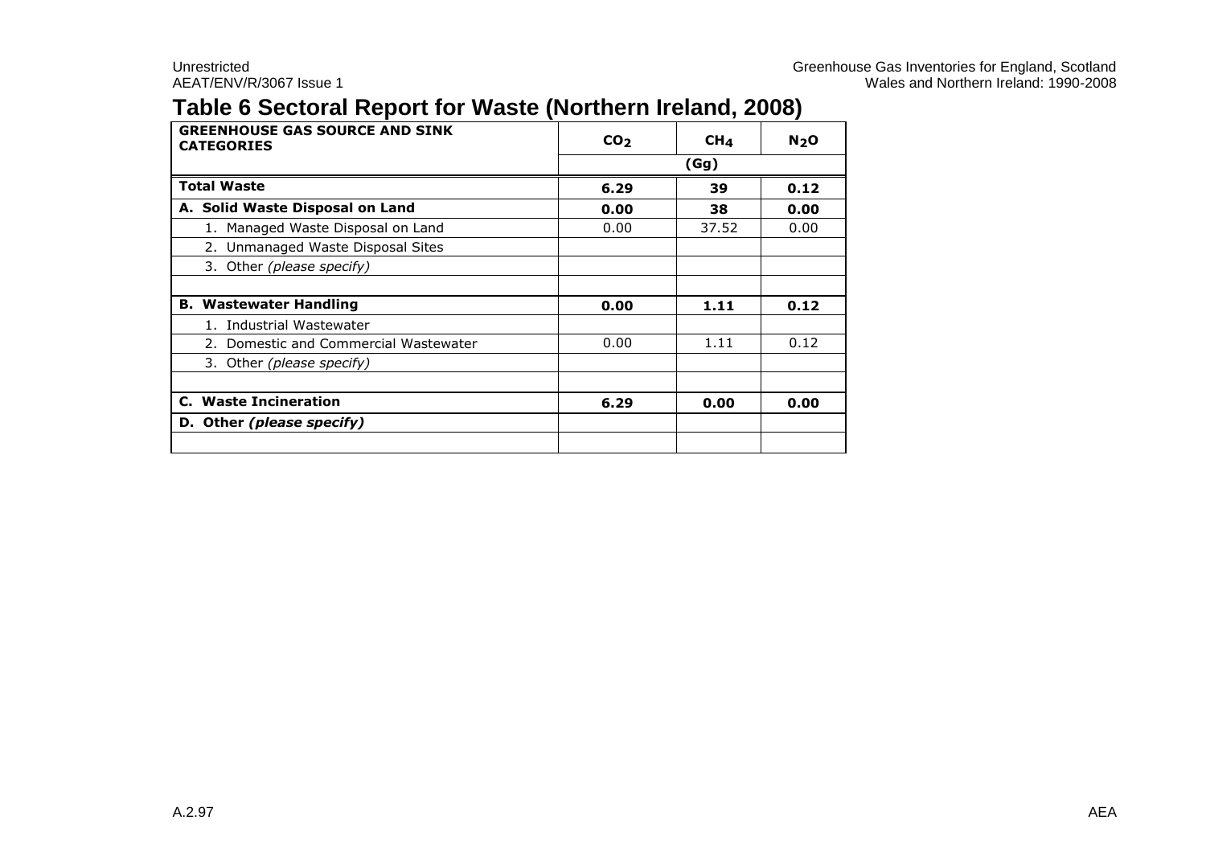# Table 6 Sectoral Report for Waste (Northern Ireland, 2008)

| GREENHOUSE GAS SOURCE AND SINK CATEGORIES | $CO_2$ | $CH_4$ | $N_2O$ |
|---|---|---|---|
| | (Gg) | | |
| **Total Waste** | **6.29** | **39** | **0.12** |
| **A. Solid Waste Disposal on Land** | **0.00** | **38** | **0.00** |
| 1. Managed Waste Disposal on Land | 0.00 | 37.52 | 0.00 |
| 2. Unmanaged Waste Disposal Sites | | | |
| 3. Other *(please specify)* | | | |
| | | | |
| **B. Wastewater Handling** | **0.00** | **1.11** | **0.12** |
| 1. Industrial Wastewater | | | |
| 2. Domestic and Commercial Wastewater | 0.00 | 1.11 | 0.12 |
| 3. Other *(please specify)* | | | |
| | | | |
| **C. Waste Incineration** | **6.29** | **0.00** | **0.00** |
| **D. Other *(please specify)*** | | | |
| | | | |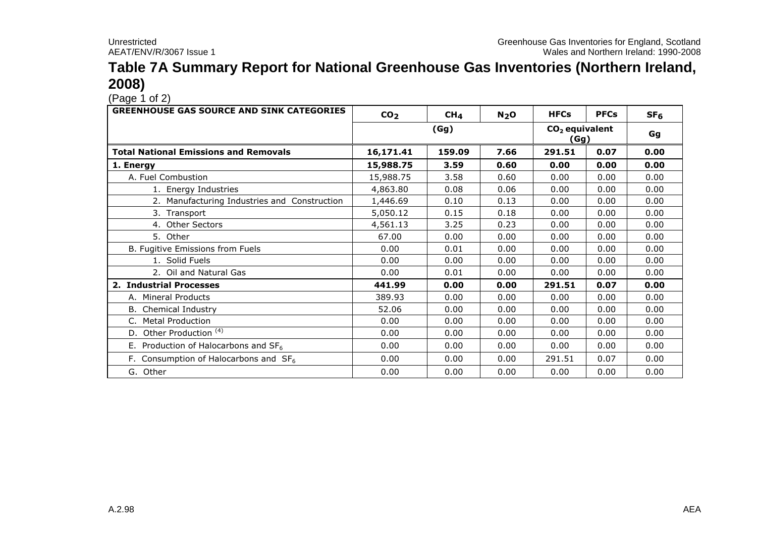# Table 7A Summary Report for National Greenhouse Gas Inventories (Northern Ireland, 2008)

(Page 1 of 2)

| GREENHOUSE GAS SOURCE AND SINK CATEGORIES | $CO_2$ | $CH_4$ | $N_2O$ | HFCs | PFCs | $SF_6$ |
|---|---|---|---|---|---|---|
| | (Gg) | | | $CO_2$ equivalent (Gg) | | Gg |
| **Total National Emissions and Removals** | **16,171.41** | **159.09** | **7.66** | **291.51** | **0.07** | **0.00** |
| **1. Energy** | **15,988.75** | **3.59** | **0.60** | **0.00** | **0.00** | **0.00** |
| A. Fuel Combustion | 15,988.75 | 3.58 | 0.60 | 0.00 | 0.00 | 0.00 |
| 1. Energy Industries | 4,863.80 | 0.08 | 0.06 | 0.00 | 0.00 | 0.00 |
| 2. Manufacturing Industries and Construction | 1,446.69 | 0.10 | 0.13 | 0.00 | 0.00 | 0.00 |
| 3. Transport | 5,050.12 | 0.15 | 0.18 | 0.00 | 0.00 | 0.00 |
| 4. Other Sectors | 4,561.13 | 3.25 | 0.23 | 0.00 | 0.00 | 0.00 |
| 5. Other | 67.00 | 0.00 | 0.00 | 0.00 | 0.00 | 0.00 |
| B. Fugitive Emissions from Fuels | 0.00 | 0.01 | 0.00 | 0.00 | 0.00 | 0.00 |
| 1. Solid Fuels | 0.00 | 0.00 | 0.00 | 0.00 | 0.00 | 0.00 |
| 2. Oil and Natural Gas | 0.00 | 0.01 | 0.00 | 0.00 | 0.00 | 0.00 |
| **2. Industrial Processes** | **441.99** | **0.00** | **0.00** | **291.51** | **0.07** | **0.00** |
| A. Mineral Products | 389.93 | 0.00 | 0.00 | 0.00 | 0.00 | 0.00 |
| B. Chemical Industry | 52.06 | 0.00 | 0.00 | 0.00 | 0.00 | 0.00 |
| C. Metal Production | 0.00 | 0.00 | 0.00 | 0.00 | 0.00 | 0.00 |
| D. Other Production (4) | 0.00 | 0.00 | 0.00 | 0.00 | 0.00 | 0.00 |
| E. Production of Halocarbons and $SF_6$ | 0.00 | 0.00 | 0.00 | 0.00 | 0.00 | 0.00 |
| F. Consumption of Halocarbons and $SF_6$ | 0.00 | 0.00 | 0.00 | 291.51 | 0.07 | 0.00 |
| G. Other | 0.00 | 0.00 | 0.00 | 0.00 | 0.00 | 0.00 |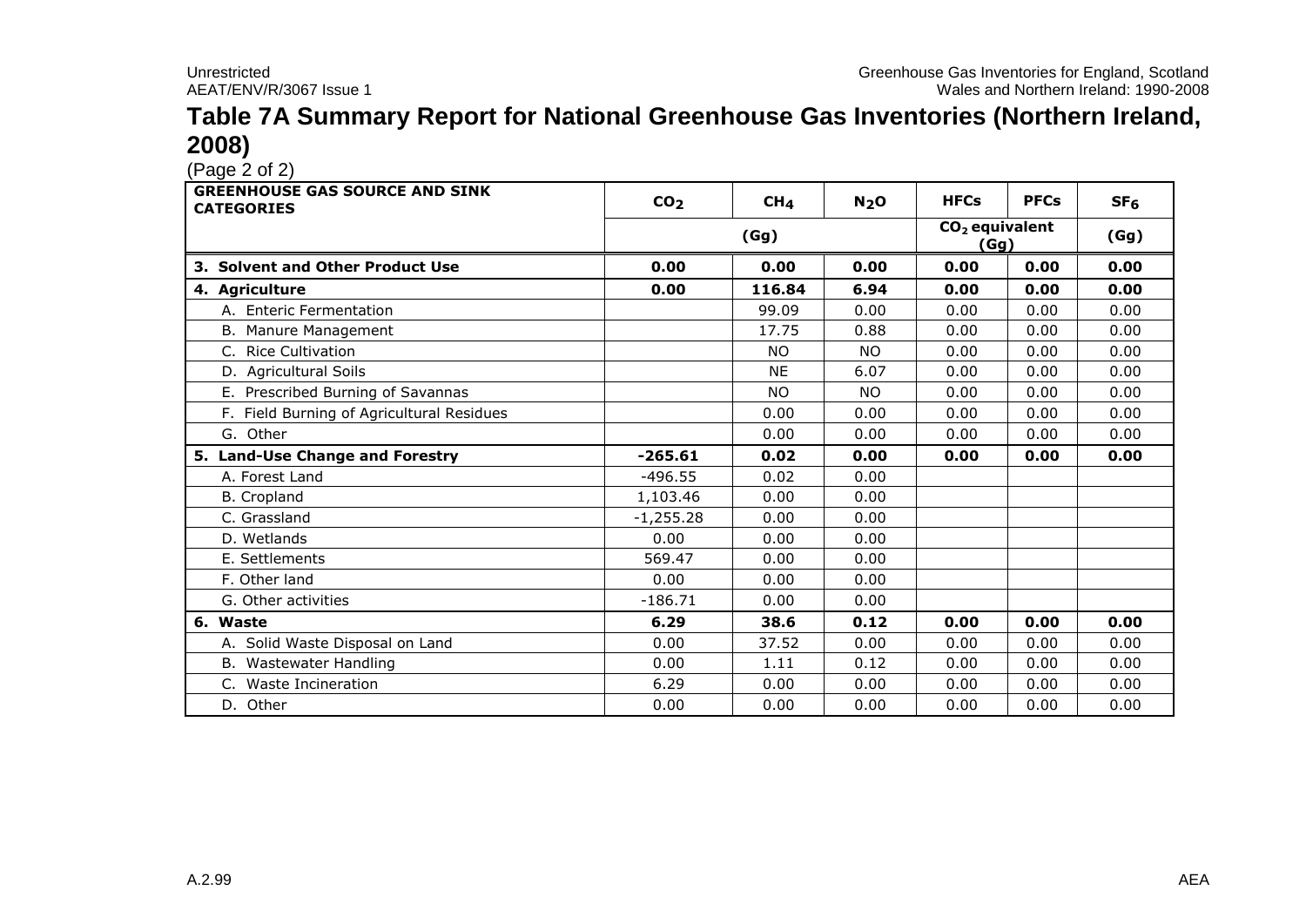# Table 7A Summary Report for National Greenhouse Gas Inventories (Northern Ireland, 2008)

(Page 2 of 2)

| GREENHOUSE GAS SOURCE AND SINK CATEGORIES | $CO_2$ | $CH_4$ | $N_2O$ | HFCs | PFCs | $SF_6$ |
|---|---|---|---|---|---|---|
| | (Gg) | | | $CO_2$ equivalent (Gg) | | (Gg) |
| **3. Solvent and Other Product Use** | **0.00** | **0.00** | **0.00** | **0.00** | **0.00** | **0.00** |
| **4. Agriculture** | **0.00** | **116.84** | **6.94** | **0.00** | **0.00** | **0.00** |
| A. Enteric Fermentation | | 99.09 | 0.00 | 0.00 | 0.00 | 0.00 |
| B. Manure Management | | 17.75 | 0.88 | 0.00 | 0.00 | 0.00 |
| C. Rice Cultivation | | NO | NO | 0.00 | 0.00 | 0.00 |
| D. Agricultural Soils | | NE | 6.07 | 0.00 | 0.00 | 0.00 |
| E. Prescribed Burning of Savannas | | NO | NO | 0.00 | 0.00 | 0.00 |
| F. Field Burning of Agricultural Residues | | 0.00 | 0.00 | 0.00 | 0.00 | 0.00 |
| G. Other | | 0.00 | 0.00 | 0.00 | 0.00 | 0.00 |
| **5. Land-Use Change and Forestry** | **-265.61** | **0.02** | **0.00** | **0.00** | **0.00** | **0.00** |
| A. Forest Land | -496.55 | 0.02 | 0.00 | | | |
| B. Cropland | 1,103.46 | 0.00 | 0.00 | | | |
| C. Grassland | -1,255.28 | 0.00 | 0.00 | | | |
| D. Wetlands | 0.00 | 0.00 | 0.00 | | | |
| E. Settlements | 569.47 | 0.00 | 0.00 | | | |
| F. Other land | 0.00 | 0.00 | 0.00 | | | |
| G. Other activities | -186.71 | 0.00 | 0.00 | | | |
| **6. Waste** | **6.29** | **38.6** | **0.12** | **0.00** | **0.00** | **0.00** |
| A. Solid Waste Disposal on Land | 0.00 | 37.52 | 0.00 | 0.00 | 0.00 | 0.00 |
| B. Wastewater Handling | 0.00 | 1.11 | 0.12 | 0.00 | 0.00 | 0.00 |
| C. Waste Incineration | 6.29 | 0.00 | 0.00 | 0.00 | 0.00 | 0.00 |
| D. Other | 0.00 | 0.00 | 0.00 | 0.00 | 0.00 | 0.00 |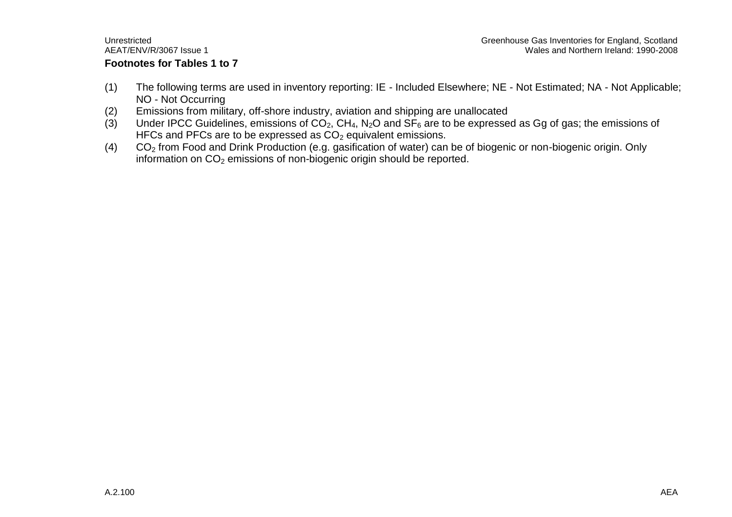**Footnotes for Tables 1 to 7**

(1) The following terms are used in inventory reporting: IE - Included Elsewhere; NE - Not Estimated; NA - Not Applicable; NO - Not Occurring

(2) Emissions from military, off-shore industry, aviation and shipping are unallocated

(3) Under IPCC Guidelines, emissions of $CO_2$, $CH_4$, $N_2O$ and $SF_6$ are to be expressed as Gg of gas; the emissions of HFCs and PFCs are to be expressed as $CO_2$ equivalent emissions.

(4) $CO_2$ from Food and Drink Production (e.g. gasification of water) can be of biogenic or non-biogenic origin. Only information on $CO_2$ emissions of non-biogenic origin should be reported.